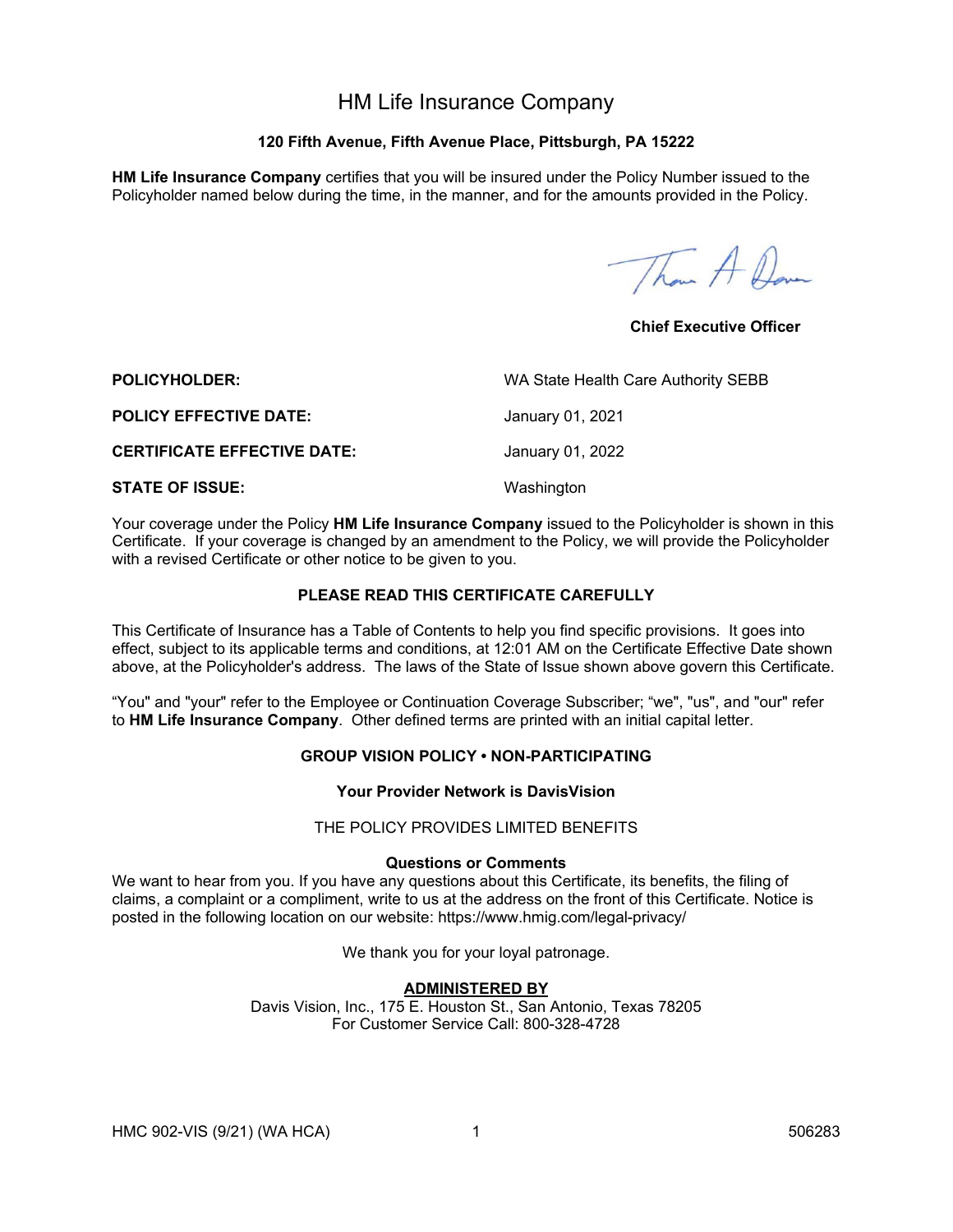# HM Life Insurance Company

**120 Fifth Avenue, Fifth Avenue Place, Pittsburgh, PA 15222**

**HM Life Insurance Company** certifies that you will be insured under the Policy Number issued to the Policyholder named below during the time, in the manner, and for the amounts provided in the Policy.

**Chief Executive Officer**

| | |
|---|---|
| **POLICYHOLDER:** | WA State Health Care Authority SEBB |
| **POLICY EFFECTIVE DATE:** | January 01, 2021 |
| **CERTIFICATE EFFECTIVE DATE:** | January 01, 2022 |
| **STATE OF ISSUE:** | Washington |

Your coverage under the Policy **HM Life Insurance Company** issued to the Policyholder is shown in this Certificate. If your coverage is changed by an amendment to the Policy, we will provide the Policyholder with a revised Certificate or other notice to be given to you.

**PLEASE READ THIS CERTIFICATE CAREFULLY**

This Certificate of Insurance has a Table of Contents to help you find specific provisions. It goes into effect, subject to its applicable terms and conditions, at 12:01 AM on the Certificate Effective Date shown above, at the Policyholder's address. The laws of the State of Issue shown above govern this Certificate.

"You" and "your" refer to the Employee or Continuation Coverage Subscriber; "we", "us", and "our" refer to **HM Life Insurance Company**. Other defined terms are printed with an initial capital letter.

**GROUP VISION POLICY • NON-PARTICIPATING**

**Your Provider Network is DavisVision**

THE POLICY PROVIDES LIMITED BENEFITS

**Questions or Comments**

We want to hear from you. If you have any questions about this Certificate, its benefits, the filing of claims, a complaint or a compliment, write to us at the address on the front of this Certificate. Notice is posted in the following location on our website: https://www.hmig.com/legal-privacy/

We thank you for your loyal patronage.

**ADMINISTERED BY**

Davis Vision, Inc., 175 E. Houston St., San Antonio, Texas 78205
For Customer Service Call: 800-328-4728

HMC 902-VIS (9/21) (WA HCA) 506283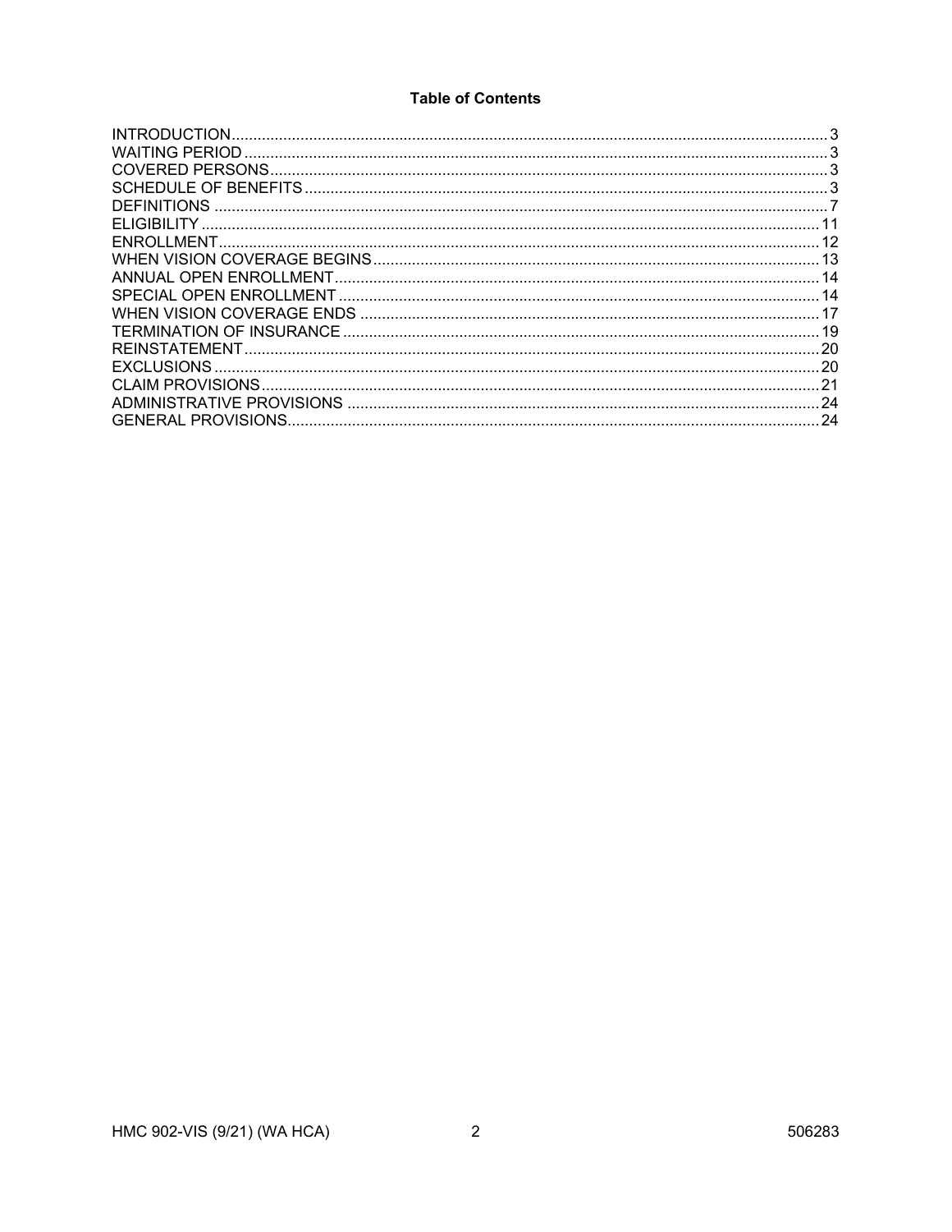**Table of Contents**

| | |
|---|---|
| INTRODUCTION | 3 |
| WAITING PERIOD | 3 |
| COVERED PERSONS | 3 |
| SCHEDULE OF BENEFITS | 3 |
| DEFINITIONS | 7 |
| ELIGIBILITY | 11 |
| ENROLLMENT | 12 |
| WHEN VISION COVERAGE BEGINS | 13 |
| ANNUAL OPEN ENROLLMENT | 14 |
| SPECIAL OPEN ENROLLMENT | 14 |
| WHEN VISION COVERAGE ENDS | 17 |
| TERMINATION OF INSURANCE | 19 |
| REINSTATEMENT | 20 |
| EXCLUSIONS | 20 |
| CLAIM PROVISIONS | 21 |
| ADMINISTRATIVE PROVISIONS | 24 |
| GENERAL PROVISIONS | 24 |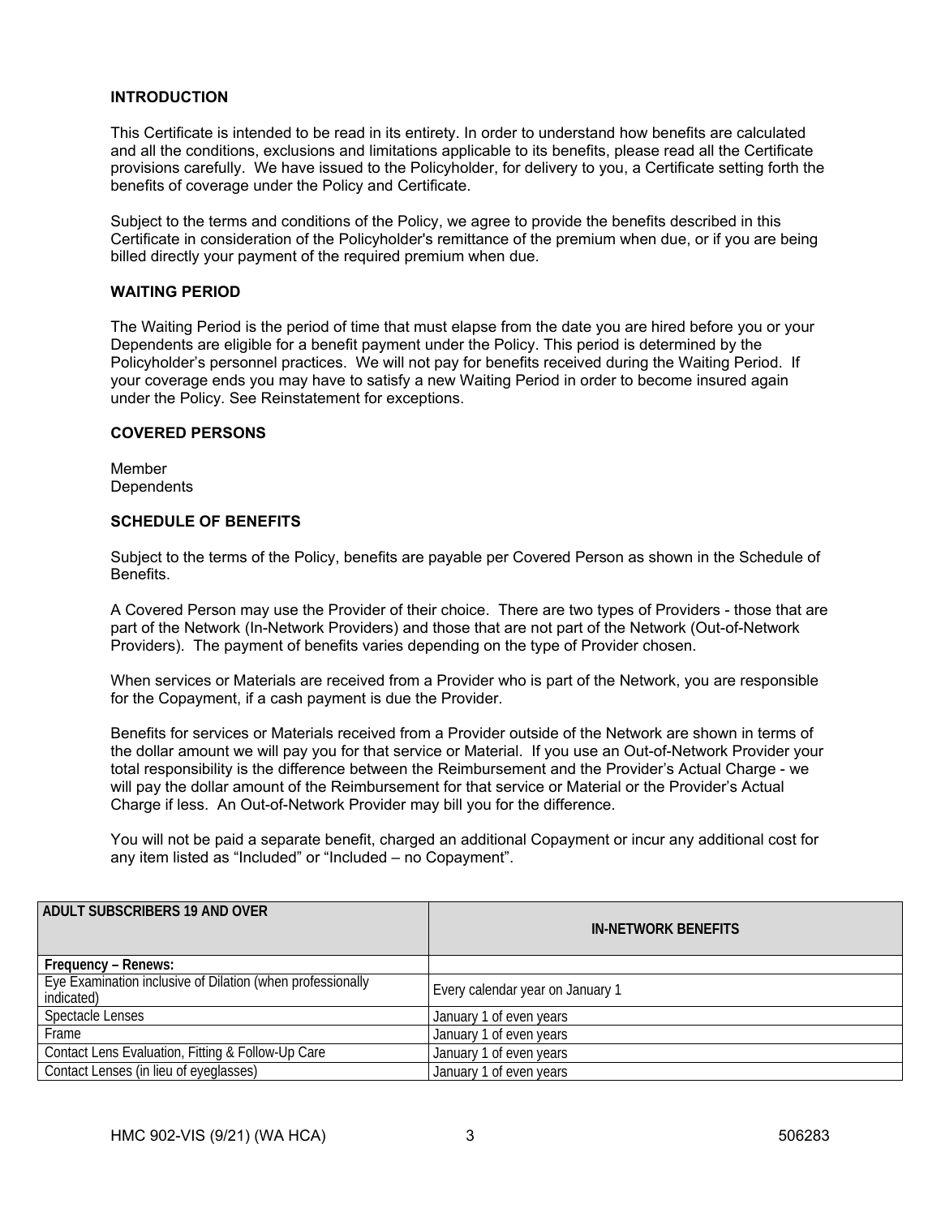## INTRODUCTION

This Certificate is intended to be read in its entirety. In order to understand how benefits are calculated and all the conditions, exclusions and limitations applicable to its benefits, please read all the Certificate provisions carefully. We have issued to the Policyholder, for delivery to you, a Certificate setting forth the benefits of coverage under the Policy and Certificate.

Subject to the terms and conditions of the Policy, we agree to provide the benefits described in this Certificate in consideration of the Policyholder's remittance of the premium when due, or if you are being billed directly your payment of the required premium when due.

## WAITING PERIOD

The Waiting Period is the period of time that must elapse from the date you are hired before you or your Dependents are eligible for a benefit payment under the Policy. This period is determined by the Policyholder's personnel practices. We will not pay for benefits received during the Waiting Period. If your coverage ends you may have to satisfy a new Waiting Period in order to become insured again under the Policy. See Reinstatement for exceptions.

## COVERED PERSONS

Member
Dependents

## SCHEDULE OF BENEFITS

Subject to the terms of the Policy, benefits are payable per Covered Person as shown in the Schedule of Benefits.

A Covered Person may use the Provider of their choice. There are two types of Providers - those that are part of the Network (In-Network Providers) and those that are not part of the Network (Out-of-Network Providers). The payment of benefits varies depending on the type of Provider chosen.

When services or Materials are received from a Provider who is part of the Network, you are responsible for the Copayment, if a cash payment is due the Provider.

Benefits for services or Materials received from a Provider outside of the Network are shown in terms of the dollar amount we will pay you for that service or Material. If you use an Out-of-Network Provider your total responsibility is the difference between the Reimbursement and the Provider's Actual Charge - we will pay the dollar amount of the Reimbursement for that service or Material or the Provider's Actual Charge if less. An Out-of-Network Provider may bill you for the difference.

You will not be paid a separate benefit, charged an additional Copayment or incur any additional cost for any item listed as "Included" or "Included – no Copayment".

| ADULT SUBSCRIBERS 19 AND OVER | IN-NETWORK BENEFITS |
|---|---|
| **Frequency – Renews:** | |
| Eye Examination inclusive of Dilation (when professionally indicated) | Every calendar year on January 1 |
| Spectacle Lenses | January 1 of even years |
| Frame | January 1 of even years |
| Contact Lens Evaluation, Fitting & Follow-Up Care | January 1 of even years |
| Contact Lenses (in lieu of eyeglasses) | January 1 of even years |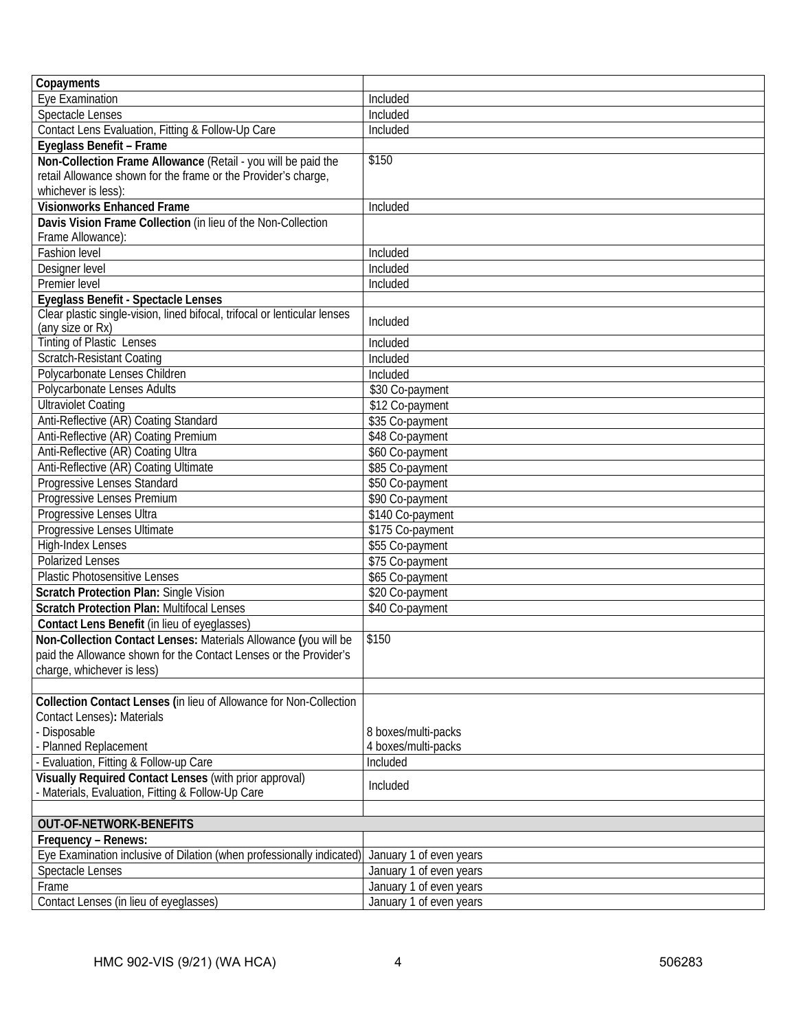| **Copayments** | |
|---|---|
| Eye Examination | Included |
| Spectacle Lenses | Included |
| Contact Lens Evaluation, Fitting & Follow-Up Care | Included |
| **Eyeglass Benefit – Frame** | |
| **Non-Collection Frame Allowance** (Retail - you will be paid the retail Allowance shown for the frame or the Provider's charge, whichever is less): | $150 |
| **Visionworks Enhanced Frame** | Included |
| **Davis Vision Frame Collection** (in lieu of the Non-Collection Frame Allowance): | |
| Fashion level | Included |
| Designer level | Included |
| Premier level | Included |
| **Eyeglass Benefit - Spectacle Lenses** | |
| Clear plastic single-vision, lined bifocal, trifocal or lenticular lenses (any size or Rx) | Included |
| Tinting of Plastic Lenses | Included |
| Scratch-Resistant Coating | Included |
| Polycarbonate Lenses Children | Included |
| Polycarbonate Lenses Adults | $30 Co-payment |
| Ultraviolet Coating | $12 Co-payment |
| Anti-Reflective (AR) Coating Standard | $35 Co-payment |
| Anti-Reflective (AR) Coating Premium | $48 Co-payment |
| Anti-Reflective (AR) Coating Ultra | $60 Co-payment |
| Anti-Reflective (AR) Coating Ultimate | $85 Co-payment |
| Progressive Lenses Standard | $50 Co-payment |
| Progressive Lenses Premium | $90 Co-payment |
| Progressive Lenses Ultra | $140 Co-payment |
| Progressive Lenses Ultimate | $175 Co-payment |
| High-Index Lenses | $55 Co-payment |
| Polarized Lenses | $75 Co-payment |
| Plastic Photosensitive Lenses | $65 Co-payment |
| **Scratch Protection Plan:** Single Vision | $20 Co-payment |
| **Scratch Protection Plan:** Multifocal Lenses | $40 Co-payment |
| **Contact Lens Benefit** (in lieu of eyeglasses) | |
| **Non-Collection Contact Lenses:** Materials Allowance (you will be paid the Allowance shown for the Contact Lenses or the Provider's charge, whichever is less) | $150 |
| | |
| **Collection Contact Lenses (**in lieu of Allowance for Non-Collection Contact Lenses)**:** Materials<br>- Disposable<br>- Planned Replacement | <br><br>8 boxes/multi-packs<br>4 boxes/multi-packs |
| - Evaluation, Fitting & Follow-up Care | Included |
| **Visually Required Contact Lenses** (with prior approval)<br>- Materials, Evaluation, Fitting & Follow-Up Care | Included |
| | |
| **OUT-OF-NETWORK-BENEFITS** | |
| **Frequency – Renews:** | |
| Eye Examination inclusive of Dilation (when professionally indicated) | January 1 of even years |
| Spectacle Lenses | January 1 of even years |
| Frame | January 1 of even years |
| Contact Lenses (in lieu of eyeglasses) | January 1 of even years |

HMC 902-VIS (9/21) (WA HCA) 506283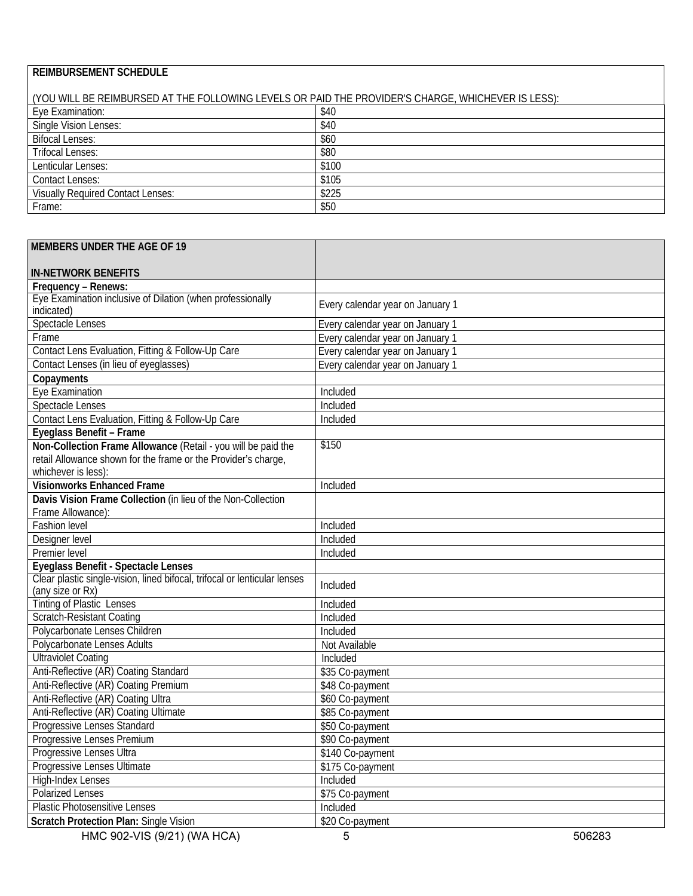| **REIMBURSEMENT SCHEDULE**<br><br>(YOU WILL BE REIMBURSED AT THE FOLLOWING LEVELS OR PAID THE PROVIDER'S CHARGE, WHICHEVER IS LESS): | |
|---|---|
| Eye Examination: | $40 |
| Single Vision Lenses: | $40 |
| Bifocal Lenses: | $60 |
| Trifocal Lenses: | $80 |
| Lenticular Lenses: | $100 |
| Contact Lenses: | $105 |
| Visually Required Contact Lenses: | $225 |
| Frame: | $50 |

| **MEMBERS UNDER THE AGE OF 19**<br><br>**IN-NETWORK BENEFITS** | |
|---|---|
| **Frequency – Renews:** | |
| Eye Examination inclusive of Dilation (when professionally indicated) | Every calendar year on January 1 |
| Spectacle Lenses | Every calendar year on January 1 |
| Frame | Every calendar year on January 1 |
| Contact Lens Evaluation, Fitting & Follow-Up Care | Every calendar year on January 1 |
| Contact Lenses (in lieu of eyeglasses) | Every calendar year on January 1 |
| **Copayments** | |
| Eye Examination | Included |
| Spectacle Lenses | Included |
| Contact Lens Evaluation, Fitting & Follow-Up Care | Included |
| **Eyeglass Benefit – Frame** | |
| **Non-Collection Frame Allowance** (Retail - you will be paid the retail Allowance shown for the frame or the Provider's charge, whichever is less): | $150 |
| **Visionworks Enhanced Frame** | Included |
| **Davis Vision Frame Collection** (in lieu of the Non-Collection Frame Allowance): | |
| Fashion level | Included |
| Designer level | Included |
| Premier level | Included |
| **Eyeglass Benefit - Spectacle Lenses** | |
| Clear plastic single-vision, lined bifocal, trifocal or lenticular lenses (any size or Rx) | Included |
| Tinting of Plastic Lenses | Included |
| Scratch-Resistant Coating | Included |
| Polycarbonate Lenses Children | Included |
| Polycarbonate Lenses Adults | Not Available |
| Ultraviolet Coating | Included |
| Anti-Reflective (AR) Coating Standard | $35 Co-payment |
| Anti-Reflective (AR) Coating Premium | $48 Co-payment |
| Anti-Reflective (AR) Coating Ultra | $60 Co-payment |
| Anti-Reflective (AR) Coating Ultimate | $85 Co-payment |
| Progressive Lenses Standard | $50 Co-payment |
| Progressive Lenses Premium | $90 Co-payment |
| Progressive Lenses Ultra | $140 Co-payment |
| Progressive Lenses Ultimate | $175 Co-payment |
| High-Index Lenses | Included |
| Polarized Lenses | $75 Co-payment |
| Plastic Photosensitive Lenses | Included |
| **Scratch Protection Plan:** Single Vision | $20 Co-payment |

HMC 902-VIS (9/21) (WA HCA) 506283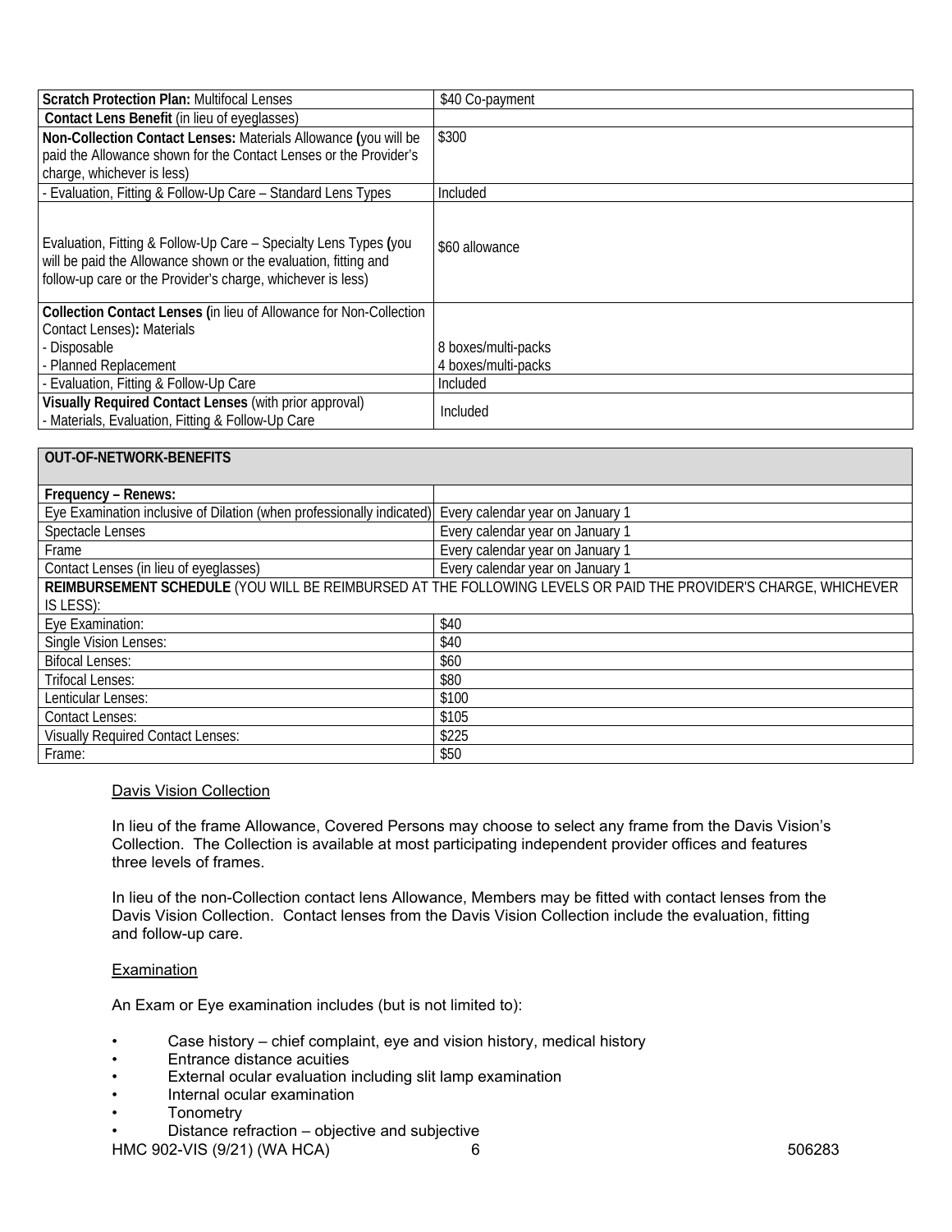| **Scratch Protection Plan:** Multifocal Lenses | $40 Co-payment |
|---|---|
| **Contact Lens Benefit** (in lieu of eyeglasses) | |
| **Non-Collection Contact Lenses:** Materials Allowance **(**you will be paid the Allowance shown for the Contact Lenses or the Provider's charge, whichever is less) | $300 |
| - Evaluation, Fitting & Follow-Up Care – Standard Lens Types | Included |
| Evaluation, Fitting & Follow-Up Care – Specialty Lens Types **(**you will be paid the Allowance shown or the evaluation, fitting and follow-up care or the Provider's charge, whichever is less) | $60 allowance |
| **Collection Contact Lenses (**in lieu of Allowance for Non-Collection Contact Lenses)**:** Materials<br>- Disposable<br>- Planned Replacement | <br><br>8 boxes/multi-packs<br>4 boxes/multi-packs |
| - Evaluation, Fitting & Follow-Up Care | Included |
| **Visually Required Contact Lenses** (with prior approval)<br>- Materials, Evaluation, Fitting & Follow-Up Care | Included |

| **OUT-OF-NETWORK-BENEFITS** | |
|---|---|
| **Frequency – Renews:** | |
| Eye Examination inclusive of Dilation (when professionally indicated) | Every calendar year on January 1 |
| Spectacle Lenses | Every calendar year on January 1 |
| Frame | Every calendar year on January 1 |
| Contact Lenses (in lieu of eyeglasses) | Every calendar year on January 1 |
| **REIMBURSEMENT SCHEDULE** (YOU WILL BE REIMBURSED AT THE FOLLOWING LEVELS OR PAID THE PROVIDER'S CHARGE, WHICHEVER IS LESS): | |
| Eye Examination: | $40 |
| Single Vision Lenses: | $40 |
| Bifocal Lenses: | $60 |
| Trifocal Lenses: | $80 |
| Lenticular Lenses: | $100 |
| Contact Lenses: | $105 |
| Visually Required Contact Lenses: | $225 |
| Frame: | $50 |

Davis Vision Collection

In lieu of the frame Allowance, Covered Persons may choose to select any frame from the Davis Vision's Collection. The Collection is available at most participating independent provider offices and features three levels of frames.

In lieu of the non-Collection contact lens Allowance, Members may be fitted with contact lenses from the Davis Vision Collection. Contact lenses from the Davis Vision Collection include the evaluation, fitting and follow-up care.

Examination

An Exam or Eye examination includes (but is not limited to):

- Case history – chief complaint, eye and vision history, medical history
- Entrance distance acuities
- External ocular evaluation including slit lamp examination
- Internal ocular examination
- Tonometry
- Distance refraction – objective and subjective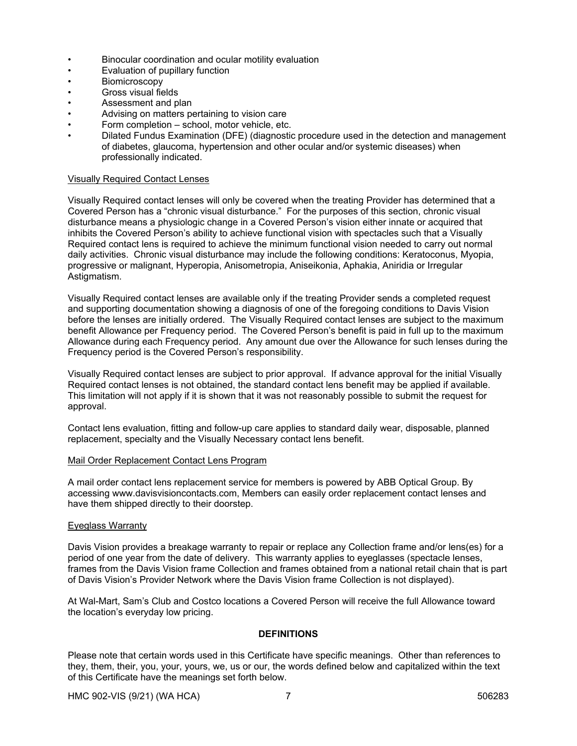- Binocular coordination and ocular motility evaluation
- Evaluation of pupillary function
- Biomicroscopy
- Gross visual fields
- Assessment and plan
- Advising on matters pertaining to vision care
- Form completion – school, motor vehicle, etc.
- Dilated Fundus Examination (DFE) (diagnostic procedure used in the detection and management of diabetes, glaucoma, hypertension and other ocular and/or systemic diseases) when professionally indicated.

Visually Required Contact Lenses

Visually Required contact lenses will only be covered when the treating Provider has determined that a Covered Person has a "chronic visual disturbance." For the purposes of this section, chronic visual disturbance means a physiologic change in a Covered Person's vision either innate or acquired that inhibits the Covered Person's ability to achieve functional vision with spectacles such that a Visually Required contact lens is required to achieve the minimum functional vision needed to carry out normal daily activities. Chronic visual disturbance may include the following conditions: Keratoconus, Myopia, progressive or malignant, Hyperopia, Anisometropia, Aniseikonia, Aphakia, Aniridia or Irregular Astigmatism.

Visually Required contact lenses are available only if the treating Provider sends a completed request and supporting documentation showing a diagnosis of one of the foregoing conditions to Davis Vision before the lenses are initially ordered. The Visually Required contact lenses are subject to the maximum benefit Allowance per Frequency period. The Covered Person's benefit is paid in full up to the maximum Allowance during each Frequency period. Any amount due over the Allowance for such lenses during the Frequency period is the Covered Person's responsibility.

Visually Required contact lenses are subject to prior approval. If advance approval for the initial Visually Required contact lenses is not obtained, the standard contact lens benefit may be applied if available. This limitation will not apply if it is shown that it was not reasonably possible to submit the request for approval.

Contact lens evaluation, fitting and follow-up care applies to standard daily wear, disposable, planned replacement, specialty and the Visually Necessary contact lens benefit.

Mail Order Replacement Contact Lens Program

A mail order contact lens replacement service for members is powered by ABB Optical Group. By accessing www.davisvisioncontacts.com, Members can easily order replacement contact lenses and have them shipped directly to their doorstep.

Eyeglass Warranty

Davis Vision provides a breakage warranty to repair or replace any Collection frame and/or lens(es) for a period of one year from the date of delivery. This warranty applies to eyeglasses (spectacle lenses, frames from the Davis Vision frame Collection and frames obtained from a national retail chain that is part of Davis Vision's Provider Network where the Davis Vision frame Collection is not displayed).

At Wal-Mart, Sam's Club and Costco locations a Covered Person will receive the full Allowance toward the location's everyday low pricing.

## DEFINITIONS

Please note that certain words used in this Certificate have specific meanings. Other than references to they, them, their, you, your, yours, we, us or our, the words defined below and capitalized within the text of this Certificate have the meanings set forth below.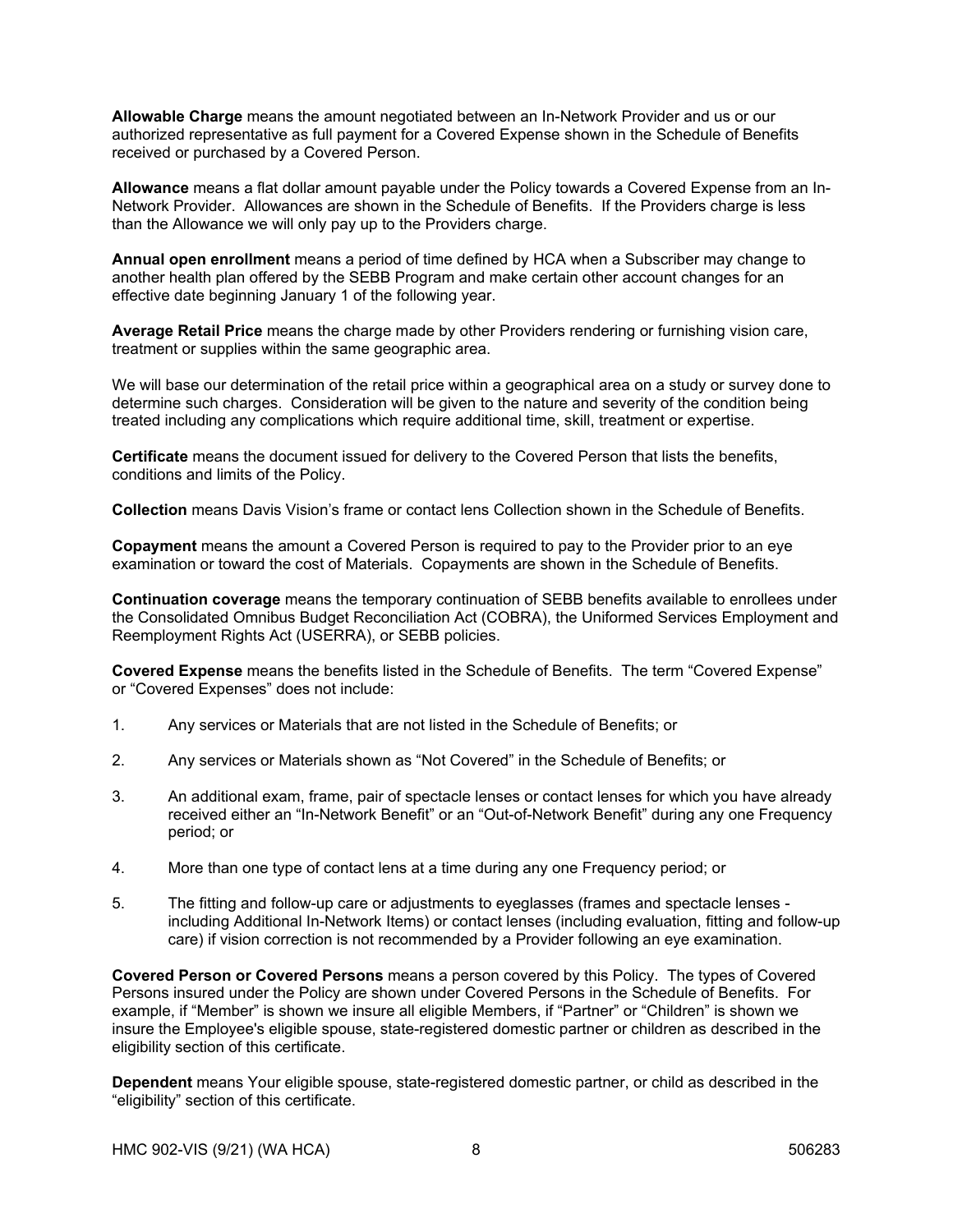**Allowable Charge** means the amount negotiated between an In-Network Provider and us or our authorized representative as full payment for a Covered Expense shown in the Schedule of Benefits received or purchased by a Covered Person.

**Allowance** means a flat dollar amount payable under the Policy towards a Covered Expense from an In-Network Provider. Allowances are shown in the Schedule of Benefits. If the Providers charge is less than the Allowance we will only pay up to the Providers charge.

**Annual open enrollment** means a period of time defined by HCA when a Subscriber may change to another health plan offered by the SEBB Program and make certain other account changes for an effective date beginning January 1 of the following year.

**Average Retail Price** means the charge made by other Providers rendering or furnishing vision care, treatment or supplies within the same geographic area.

We will base our determination of the retail price within a geographical area on a study or survey done to determine such charges. Consideration will be given to the nature and severity of the condition being treated including any complications which require additional time, skill, treatment or expertise.

**Certificate** means the document issued for delivery to the Covered Person that lists the benefits, conditions and limits of the Policy.

**Collection** means Davis Vision's frame or contact lens Collection shown in the Schedule of Benefits.

**Copayment** means the amount a Covered Person is required to pay to the Provider prior to an eye examination or toward the cost of Materials. Copayments are shown in the Schedule of Benefits.

**Continuation coverage** means the temporary continuation of SEBB benefits available to enrollees under the Consolidated Omnibus Budget Reconciliation Act (COBRA), the Uniformed Services Employment and Reemployment Rights Act (USERRA), or SEBB policies.

**Covered Expense** means the benefits listed in the Schedule of Benefits. The term "Covered Expense" or "Covered Expenses" does not include:

1. Any services or Materials that are not listed in the Schedule of Benefits; or

2. Any services or Materials shown as "Not Covered" in the Schedule of Benefits; or

3. An additional exam, frame, pair of spectacle lenses or contact lenses for which you have already received either an "In-Network Benefit" or an "Out-of-Network Benefit" during any one Frequency period; or

4. More than one type of contact lens at a time during any one Frequency period; or

5. The fitting and follow-up care or adjustments to eyeglasses (frames and spectacle lenses - including Additional In-Network Items) or contact lenses (including evaluation, fitting and follow-up care) if vision correction is not recommended by a Provider following an eye examination.

**Covered Person or Covered Persons** means a person covered by this Policy. The types of Covered Persons insured under the Policy are shown under Covered Persons in the Schedule of Benefits. For example, if "Member" is shown we insure all eligible Members, if "Partner" or "Children" is shown we insure the Employee's eligible spouse, state-registered domestic partner or children as described in the eligibility section of this certificate.

**Dependent** means Your eligible spouse, state-registered domestic partner, or child as described in the "eligibility" section of this certificate.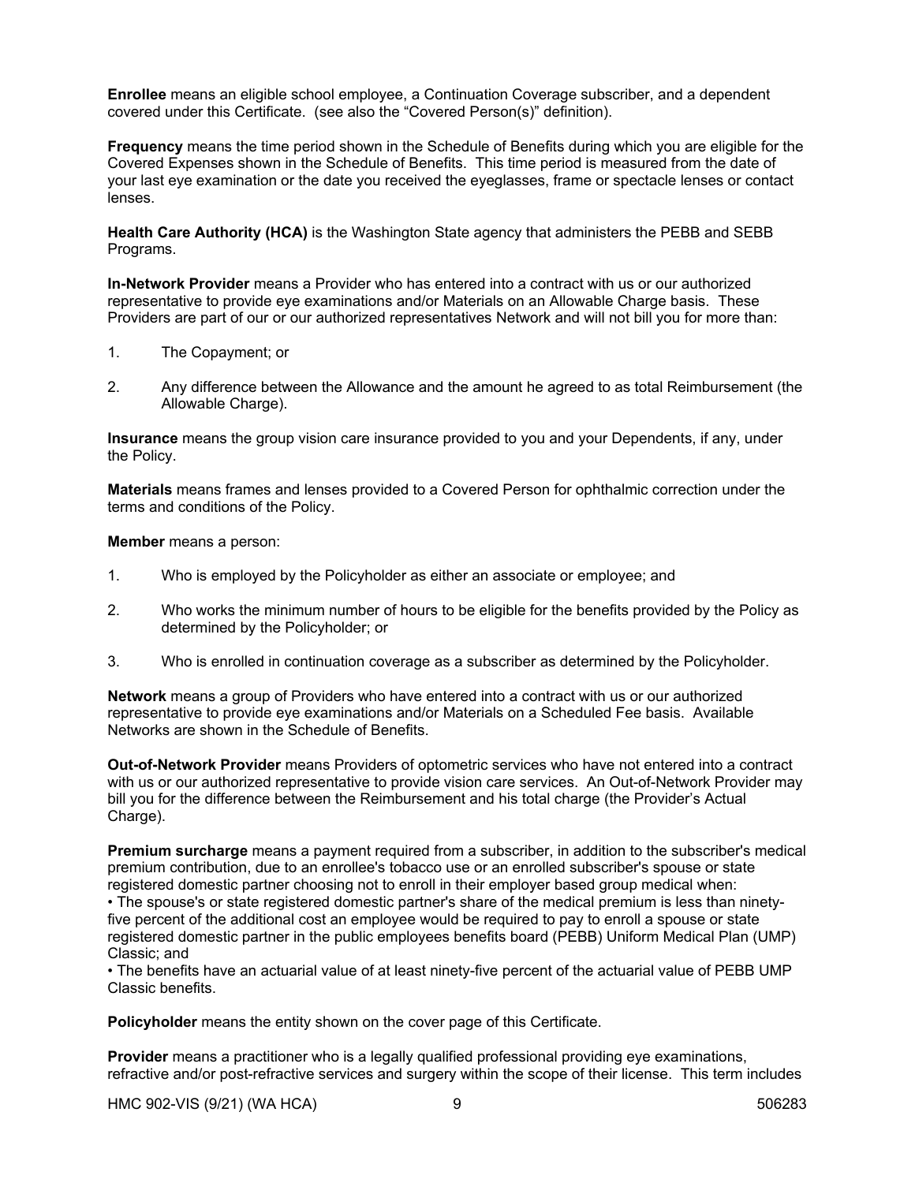**Enrollee** means an eligible school employee, a Continuation Coverage subscriber, and a dependent covered under this Certificate. (see also the "Covered Person(s)" definition).

**Frequency** means the time period shown in the Schedule of Benefits during which you are eligible for the Covered Expenses shown in the Schedule of Benefits. This time period is measured from the date of your last eye examination or the date you received the eyeglasses, frame or spectacle lenses or contact lenses.

**Health Care Authority (HCA)** is the Washington State agency that administers the PEBB and SEBB Programs.

**In-Network Provider** means a Provider who has entered into a contract with us or our authorized representative to provide eye examinations and/or Materials on an Allowable Charge basis. These Providers are part of our or our authorized representatives Network and will not bill you for more than:

1. The Copayment; or
2. Any difference between the Allowance and the amount he agreed to as total Reimbursement (the Allowable Charge).

**Insurance** means the group vision care insurance provided to you and your Dependents, if any, under the Policy.

**Materials** means frames and lenses provided to a Covered Person for ophthalmic correction under the terms and conditions of the Policy.

**Member** means a person:

1. Who is employed by the Policyholder as either an associate or employee; and
2. Who works the minimum number of hours to be eligible for the benefits provided by the Policy as determined by the Policyholder; or
3. Who is enrolled in continuation coverage as a subscriber as determined by the Policyholder.

**Network** means a group of Providers who have entered into a contract with us or our authorized representative to provide eye examinations and/or Materials on a Scheduled Fee basis. Available Networks are shown in the Schedule of Benefits.

**Out-of-Network Provider** means Providers of optometric services who have not entered into a contract with us or our authorized representative to provide vision care services. An Out-of-Network Provider may bill you for the difference between the Reimbursement and his total charge (the Provider's Actual Charge).

**Premium surcharge** means a payment required from a subscriber, in addition to the subscriber's medical premium contribution, due to an enrollee's tobacco use or an enrolled subscriber's spouse or state registered domestic partner choosing not to enroll in their employer based group medical when:

- The spouse's or state registered domestic partner's share of the medical premium is less than ninety-five percent of the additional cost an employee would be required to pay to enroll a spouse or state registered domestic partner in the public employees benefits board (PEBB) Uniform Medical Plan (UMP) Classic; and
- The benefits have an actuarial value of at least ninety-five percent of the actuarial value of PEBB UMP Classic benefits.

**Policyholder** means the entity shown on the cover page of this Certificate.

**Provider** means a practitioner who is a legally qualified professional providing eye examinations, refractive and/or post-refractive services and surgery within the scope of their license. This term includes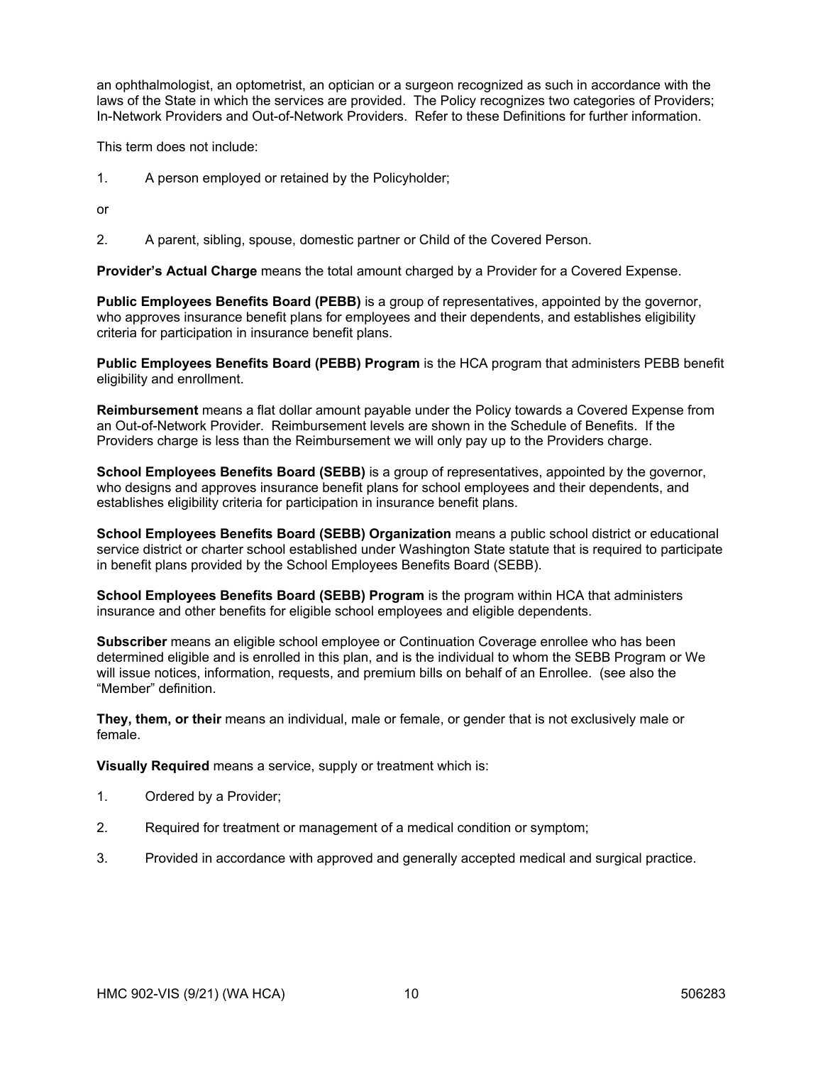an ophthalmologist, an optometrist, an optician or a surgeon recognized as such in accordance with the laws of the State in which the services are provided. The Policy recognizes two categories of Providers; In-Network Providers and Out-of-Network Providers. Refer to these Definitions for further information.

This term does not include:

1. A person employed or retained by the Policyholder;

or

2. A parent, sibling, spouse, domestic partner or Child of the Covered Person.

**Provider's Actual Charge** means the total amount charged by a Provider for a Covered Expense.

**Public Employees Benefits Board (PEBB)** is a group of representatives, appointed by the governor, who approves insurance benefit plans for employees and their dependents, and establishes eligibility criteria for participation in insurance benefit plans.

**Public Employees Benefits Board (PEBB) Program** is the HCA program that administers PEBB benefit eligibility and enrollment.

**Reimbursement** means a flat dollar amount payable under the Policy towards a Covered Expense from an Out-of-Network Provider. Reimbursement levels are shown in the Schedule of Benefits. If the Providers charge is less than the Reimbursement we will only pay up to the Providers charge.

**School Employees Benefits Board (SEBB)** is a group of representatives, appointed by the governor, who designs and approves insurance benefit plans for school employees and their dependents, and establishes eligibility criteria for participation in insurance benefit plans.

**School Employees Benefits Board (SEBB) Organization** means a public school district or educational service district or charter school established under Washington State statute that is required to participate in benefit plans provided by the School Employees Benefits Board (SEBB).

**School Employees Benefits Board (SEBB) Program** is the program within HCA that administers insurance and other benefits for eligible school employees and eligible dependents.

**Subscriber** means an eligible school employee or Continuation Coverage enrollee who has been determined eligible and is enrolled in this plan, and is the individual to whom the SEBB Program or We will issue notices, information, requests, and premium bills on behalf of an Enrollee. (see also the "Member" definition.

**They, them, or their** means an individual, male or female, or gender that is not exclusively male or female.

**Visually Required** means a service, supply or treatment which is:

1. Ordered by a Provider;
2. Required for treatment or management of a medical condition or symptom;
3. Provided in accordance with approved and generally accepted medical and surgical practice.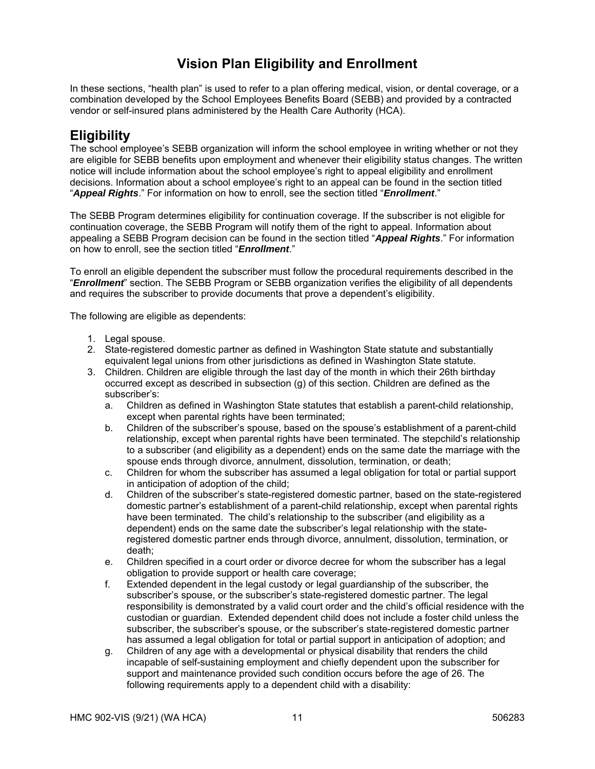# Vision Plan Eligibility and Enrollment

In these sections, "health plan" is used to refer to a plan offering medical, vision, or dental coverage, or a combination developed by the School Employees Benefits Board (SEBB) and provided by a contracted vendor or self-insured plans administered by the Health Care Authority (HCA).

## Eligibility

The school employee's SEBB organization will inform the school employee in writing whether or not they are eligible for SEBB benefits upon employment and whenever their eligibility status changes. The written notice will include information about the school employee's right to appeal eligibility and enrollment decisions. Information about a school employee's right to an appeal can be found in the section titled "***Appeal Rights***." For information on how to enroll, see the section titled "***Enrollment***."

The SEBB Program determines eligibility for continuation coverage. If the subscriber is not eligible for continuation coverage, the SEBB Program will notify them of the right to appeal. Information about appealing a SEBB Program decision can be found in the section titled "***Appeal Rights***." For information on how to enroll, see the section titled "***Enrollment***."

To enroll an eligible dependent the subscriber must follow the procedural requirements described in the "***Enrollment***" section. The SEBB Program or SEBB organization verifies the eligibility of all dependents and requires the subscriber to provide documents that prove a dependent's eligibility.

The following are eligible as dependents:

1. Legal spouse.
2. State-registered domestic partner as defined in Washington State statute and substantially equivalent legal unions from other jurisdictions as defined in Washington State statute.
3. Children. Children are eligible through the last day of the month in which their 26th birthday occurred except as described in subsection (g) of this section. Children are defined as the subscriber's:
   a. Children as defined in Washington State statutes that establish a parent-child relationship, except when parental rights have been terminated;
   b. Children of the subscriber's spouse, based on the spouse's establishment of a parent-child relationship, except when parental rights have been terminated. The stepchild's relationship to a subscriber (and eligibility as a dependent) ends on the same date the marriage with the spouse ends through divorce, annulment, dissolution, termination, or death;
   c. Children for whom the subscriber has assumed a legal obligation for total or partial support in anticipation of adoption of the child;
   d. Children of the subscriber's state-registered domestic partner, based on the state-registered domestic partner's establishment of a parent-child relationship, except when parental rights have been terminated. The child's relationship to the subscriber (and eligibility as a dependent) ends on the same date the subscriber's legal relationship with the state-registered domestic partner ends through divorce, annulment, dissolution, termination, or death;
   e. Children specified in a court order or divorce decree for whom the subscriber has a legal obligation to provide support or health care coverage;
   f. Extended dependent in the legal custody or legal guardianship of the subscriber, the subscriber's spouse, or the subscriber's state-registered domestic partner. The legal responsibility is demonstrated by a valid court order and the child's official residence with the custodian or guardian. Extended dependent child does not include a foster child unless the subscriber, the subscriber's spouse, or the subscriber's state-registered domestic partner has assumed a legal obligation for total or partial support in anticipation of adoption; and
   g. Children of any age with a developmental or physical disability that renders the child incapable of self-sustaining employment and chiefly dependent upon the subscriber for support and maintenance provided such condition occurs before the age of 26. The following requirements apply to a dependent child with a disability: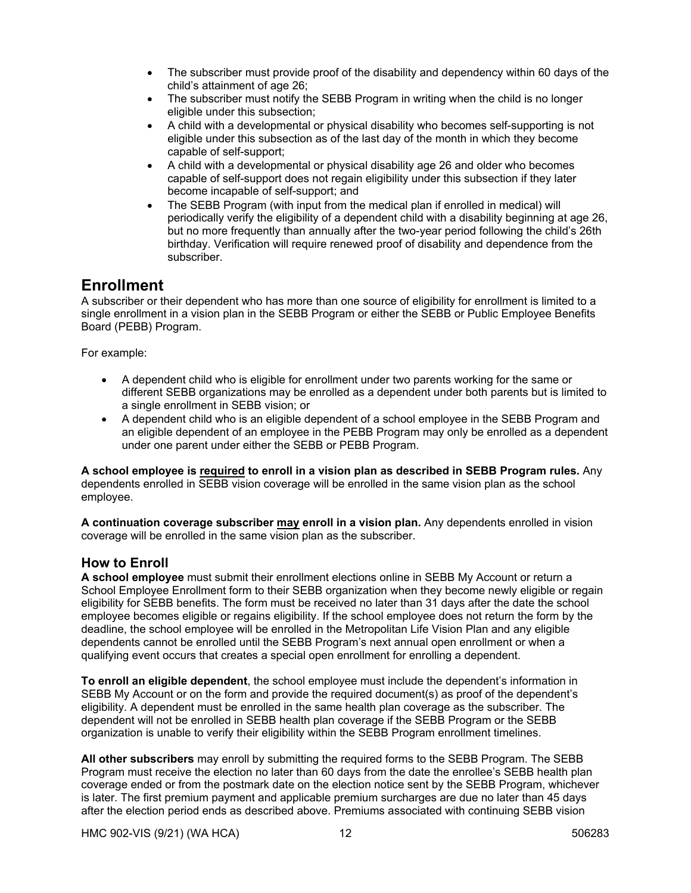- The subscriber must provide proof of the disability and dependency within 60 days of the child's attainment of age 26;
- The subscriber must notify the SEBB Program in writing when the child is no longer eligible under this subsection;
- A child with a developmental or physical disability who becomes self-supporting is not eligible under this subsection as of the last day of the month in which they become capable of self-support;
- A child with a developmental or physical disability age 26 and older who becomes capable of self-support does not regain eligibility under this subsection if they later become incapable of self-support; and
- The SEBB Program (with input from the medical plan if enrolled in medical) will periodically verify the eligibility of a dependent child with a disability beginning at age 26, but no more frequently than annually after the two-year period following the child's 26th birthday. Verification will require renewed proof of disability and dependence from the subscriber.

# Enrollment

A subscriber or their dependent who has more than one source of eligibility for enrollment is limited to a single enrollment in a vision plan in the SEBB Program or either the SEBB or Public Employee Benefits Board (PEBB) Program.

For example:

- A dependent child who is eligible for enrollment under two parents working for the same or different SEBB organizations may be enrolled as a dependent under both parents but is limited to a single enrollment in SEBB vision; or
- A dependent child who is an eligible dependent of a school employee in the SEBB Program and an eligible dependent of an employee in the PEBB Program may only be enrolled as a dependent under one parent under either the SEBB or PEBB Program.

**A school employee is <u>required</u> to enroll in a vision plan as described in SEBB Program rules.** Any dependents enrolled in SEBB vision coverage will be enrolled in the same vision plan as the school employee.

**A continuation coverage subscriber <u>may</u> enroll in a vision plan.** Any dependents enrolled in vision coverage will be enrolled in the same vision plan as the subscriber.

## How to Enroll

**A school employee** must submit their enrollment elections online in SEBB My Account or return a School Employee Enrollment form to their SEBB organization when they become newly eligible or regain eligibility for SEBB benefits. The form must be received no later than 31 days after the date the school employee becomes eligible or regains eligibility. If the school employee does not return the form by the deadline, the school employee will be enrolled in the Metropolitan Life Vision Plan and any eligible dependents cannot be enrolled until the SEBB Program's next annual open enrollment or when a qualifying event occurs that creates a special open enrollment for enrolling a dependent.

**To enroll an eligible dependent**, the school employee must include the dependent's information in SEBB My Account or on the form and provide the required document(s) as proof of the dependent's eligibility. A dependent must be enrolled in the same health plan coverage as the subscriber. The dependent will not be enrolled in SEBB health plan coverage if the SEBB Program or the SEBB organization is unable to verify their eligibility within the SEBB Program enrollment timelines.

**All other subscribers** may enroll by submitting the required forms to the SEBB Program. The SEBB Program must receive the election no later than 60 days from the date the enrollee's SEBB health plan coverage ended or from the postmark date on the election notice sent by the SEBB Program, whichever is later. The first premium payment and applicable premium surcharges are due no later than 45 days after the election period ends as described above. Premiums associated with continuing SEBB vision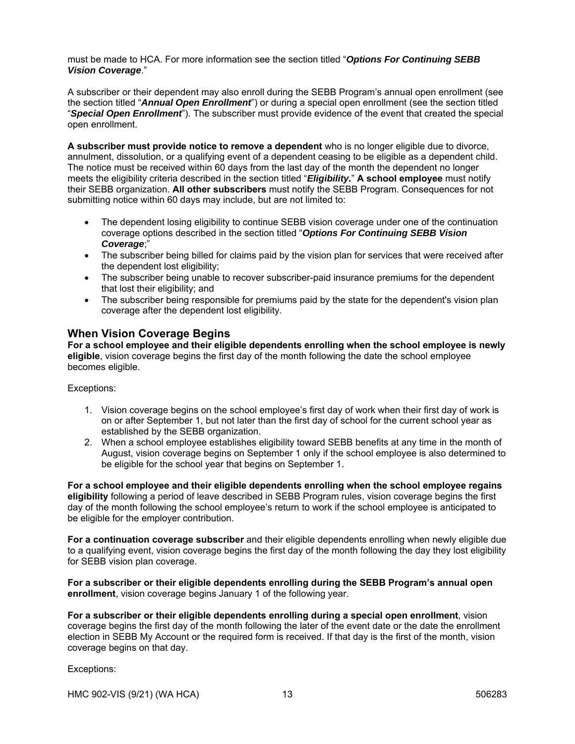must be made to HCA. For more information see the section titled "***Options For Continuing SEBB Vision Coverage***."

A subscriber or their dependent may also enroll during the SEBB Program's annual open enrollment (see the section titled "***Annual Open Enrollment***") or during a special open enrollment (see the section titled "***Special Open Enrollment***"). The subscriber must provide evidence of the event that created the special open enrollment.

**A subscriber must provide notice to remove a dependent** who is no longer eligible due to divorce, annulment, dissolution, or a qualifying event of a dependent ceasing to be eligible as a dependent child. The notice must be received within 60 days from the last day of the month the dependent no longer meets the eligibility criteria described in the section titled "***Eligibility.***" **A school employee** must notify their SEBB organization. **All other subscribers** must notify the SEBB Program. Consequences for not submitting notice within 60 days may include, but are not limited to:

- The dependent losing eligibility to continue SEBB vision coverage under one of the continuation coverage options described in the section titled "***Options For Continuing SEBB Vision Coverage***;"
- The subscriber being billed for claims paid by the vision plan for services that were received after the dependent lost eligibility;
- The subscriber being unable to recover subscriber-paid insurance premiums for the dependent that lost their eligibility; and
- The subscriber being responsible for premiums paid by the state for the dependent's vision plan coverage after the dependent lost eligibility.

## When Vision Coverage Begins

**For a school employee and their eligible dependents enrolling when the school employee is newly eligible**, vision coverage begins the first day of the month following the date the school employee becomes eligible.

Exceptions:

1. Vision coverage begins on the school employee's first day of work when their first day of work is on or after September 1, but not later than the first day of school for the current school year as established by the SEBB organization.
2. When a school employee establishes eligibility toward SEBB benefits at any time in the month of August, vision coverage begins on September 1 only if the school employee is also determined to be eligible for the school year that begins on September 1.

**For a school employee and their eligible dependents enrolling when the school employee regains eligibility** following a period of leave described in SEBB Program rules, vision coverage begins the first day of the month following the school employee's return to work if the school employee is anticipated to be eligible for the employer contribution.

**For a continuation coverage subscriber** and their eligible dependents enrolling when newly eligible due to a qualifying event, vision coverage begins the first day of the month following the day they lost eligibility for SEBB vision plan coverage.

**For a subscriber or their eligible dependents enrolling during the SEBB Program's annual open enrollment**, vision coverage begins January 1 of the following year.

**For a subscriber or their eligible dependents enrolling during a special open enrollment**, vision coverage begins the first day of the month following the later of the event date or the date the enrollment election in SEBB My Account or the required form is received. If that day is the first of the month, vision coverage begins on that day.

Exceptions:

HMC 902-VIS (9/21) (WA HCA) 506283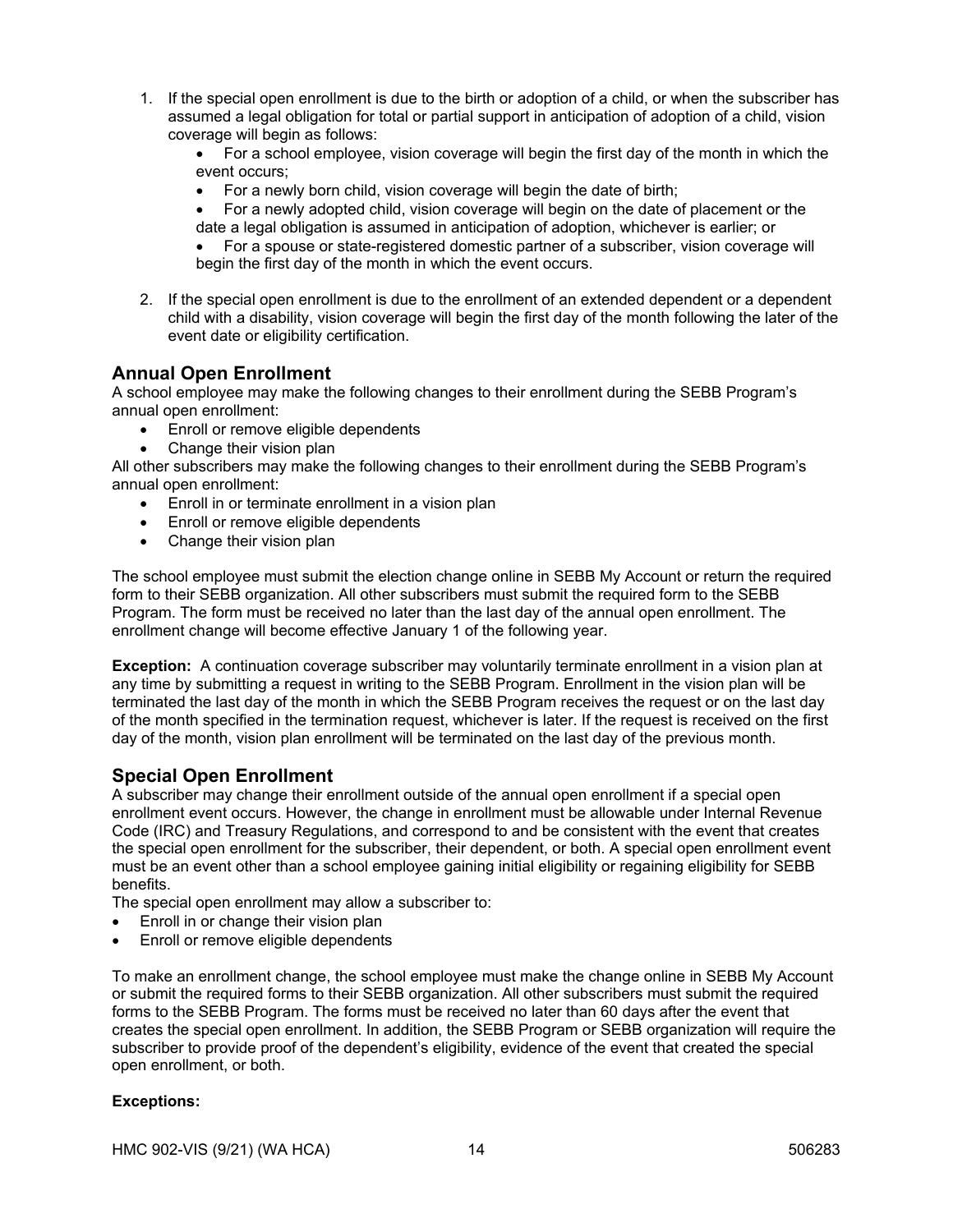1. If the special open enrollment is due to the birth or adoption of a child, or when the subscriber has assumed a legal obligation for total or partial support in anticipation of adoption of a child, vision coverage will begin as follows:
   - For a school employee, vision coverage will begin the first day of the month in which the event occurs;
   - For a newly born child, vision coverage will begin the date of birth;
   - For a newly adopted child, vision coverage will begin on the date of placement or the date a legal obligation is assumed in anticipation of adoption, whichever is earlier; or
   - For a spouse or state-registered domestic partner of a subscriber, vision coverage will begin the first day of the month in which the event occurs.

2. If the special open enrollment is due to the enrollment of an extended dependent or a dependent child with a disability, vision coverage will begin the first day of the month following the later of the event date or eligibility certification.

## Annual Open Enrollment

A school employee may make the following changes to their enrollment during the SEBB Program's annual open enrollment:

- Enroll or remove eligible dependents
- Change their vision plan

All other subscribers may make the following changes to their enrollment during the SEBB Program's annual open enrollment:

- Enroll in or terminate enrollment in a vision plan
- Enroll or remove eligible dependents
- Change their vision plan

The school employee must submit the election change online in SEBB My Account or return the required form to their SEBB organization. All other subscribers must submit the required form to the SEBB Program. The form must be received no later than the last day of the annual open enrollment. The enrollment change will become effective January 1 of the following year.

**Exception:** A continuation coverage subscriber may voluntarily terminate enrollment in a vision plan at any time by submitting a request in writing to the SEBB Program. Enrollment in the vision plan will be terminated the last day of the month in which the SEBB Program receives the request or on the last day of the month specified in the termination request, whichever is later. If the request is received on the first day of the month, vision plan enrollment will be terminated on the last day of the previous month.

## Special Open Enrollment

A subscriber may change their enrollment outside of the annual open enrollment if a special open enrollment event occurs. However, the change in enrollment must be allowable under Internal Revenue Code (IRC) and Treasury Regulations, and correspond to and be consistent with the event that creates the special open enrollment for the subscriber, their dependent, or both. A special open enrollment event must be an event other than a school employee gaining initial eligibility or regaining eligibility for SEBB benefits.

The special open enrollment may allow a subscriber to:

- Enroll in or change their vision plan
- Enroll or remove eligible dependents

To make an enrollment change, the school employee must make the change online in SEBB My Account or submit the required forms to their SEBB organization. All other subscribers must submit the required forms to the SEBB Program. The forms must be received no later than 60 days after the event that creates the special open enrollment. In addition, the SEBB Program or SEBB organization will require the subscriber to provide proof of the dependent's eligibility, evidence of the event that created the special open enrollment, or both.

**Exceptions:**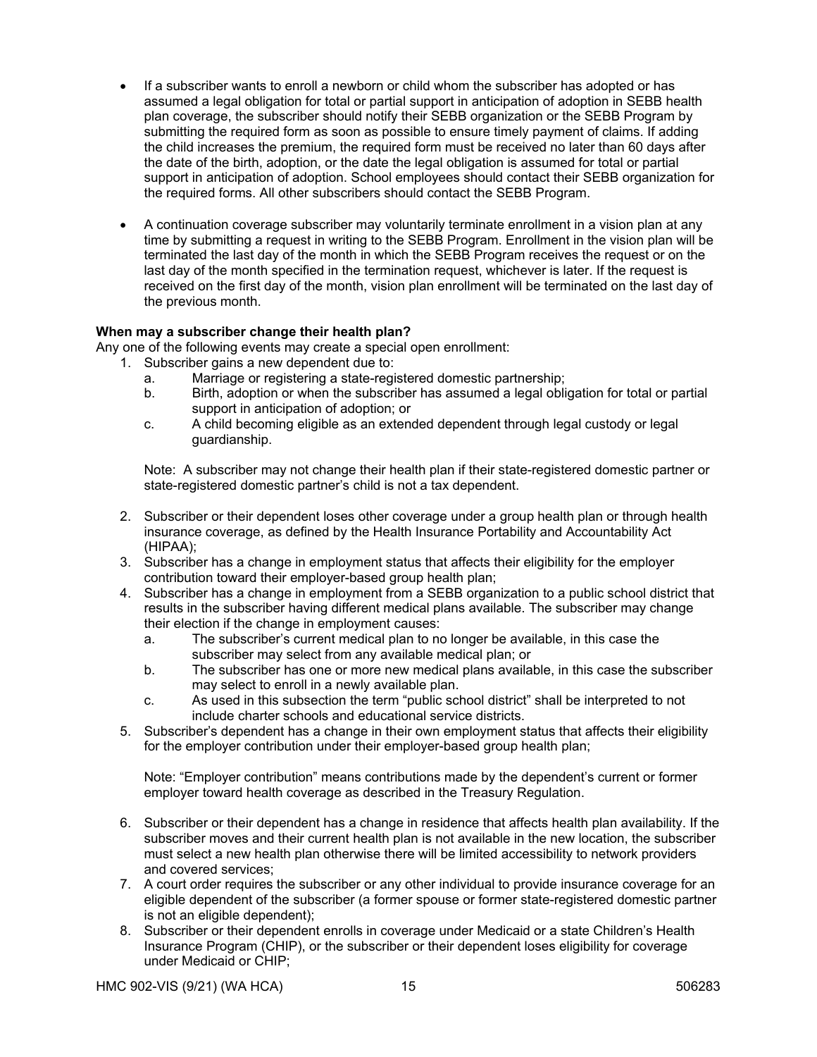- If a subscriber wants to enroll a newborn or child whom the subscriber has adopted or has assumed a legal obligation for total or partial support in anticipation of adoption in SEBB health plan coverage, the subscriber should notify their SEBB organization or the SEBB Program by submitting the required form as soon as possible to ensure timely payment of claims. If adding the child increases the premium, the required form must be received no later than 60 days after the date of the birth, adoption, or the date the legal obligation is assumed for total or partial support in anticipation of adoption. School employees should contact their SEBB organization for the required forms. All other subscribers should contact the SEBB Program.

- A continuation coverage subscriber may voluntarily terminate enrollment in a vision plan at any time by submitting a request in writing to the SEBB Program. Enrollment in the vision plan will be terminated the last day of the month in which the SEBB Program receives the request or on the last day of the month specified in the termination request, whichever is later. If the request is received on the first day of the month, vision plan enrollment will be terminated on the last day of the previous month.

**When may a subscriber change their health plan?**

Any one of the following events may create a special open enrollment:

1. Subscriber gains a new dependent due to:
   a. Marriage or registering a state-registered domestic partnership;
   b. Birth, adoption or when the subscriber has assumed a legal obligation for total or partial support in anticipation of adoption; or
   c. A child becoming eligible as an extended dependent through legal custody or legal guardianship.

   Note: A subscriber may not change their health plan if their state-registered domestic partner or state-registered domestic partner's child is not a tax dependent.

2. Subscriber or their dependent loses other coverage under a group health plan or through health insurance coverage, as defined by the Health Insurance Portability and Accountability Act (HIPAA);
3. Subscriber has a change in employment status that affects their eligibility for the employer contribution toward their employer-based group health plan;
4. Subscriber has a change in employment from a SEBB organization to a public school district that results in the subscriber having different medical plans available. The subscriber may change their election if the change in employment causes:
   a. The subscriber's current medical plan to no longer be available, in this case the subscriber may select from any available medical plan; or
   b. The subscriber has one or more new medical plans available, in this case the subscriber may select to enroll in a newly available plan.
   c. As used in this subsection the term "public school district" shall be interpreted to not include charter schools and educational service districts.
5. Subscriber's dependent has a change in their own employment status that affects their eligibility for the employer contribution under their employer-based group health plan;

   Note: "Employer contribution" means contributions made by the dependent's current or former employer toward health coverage as described in the Treasury Regulation.

6. Subscriber or their dependent has a change in residence that affects health plan availability. If the subscriber moves and their current health plan is not available in the new location, the subscriber must select a new health plan otherwise there will be limited accessibility to network providers and covered services;
7. A court order requires the subscriber or any other individual to provide insurance coverage for an eligible dependent of the subscriber (a former spouse or former state-registered domestic partner is not an eligible dependent);
8. Subscriber or their dependent enrolls in coverage under Medicaid or a state Children's Health Insurance Program (CHIP), or the subscriber or their dependent loses eligibility for coverage under Medicaid or CHIP;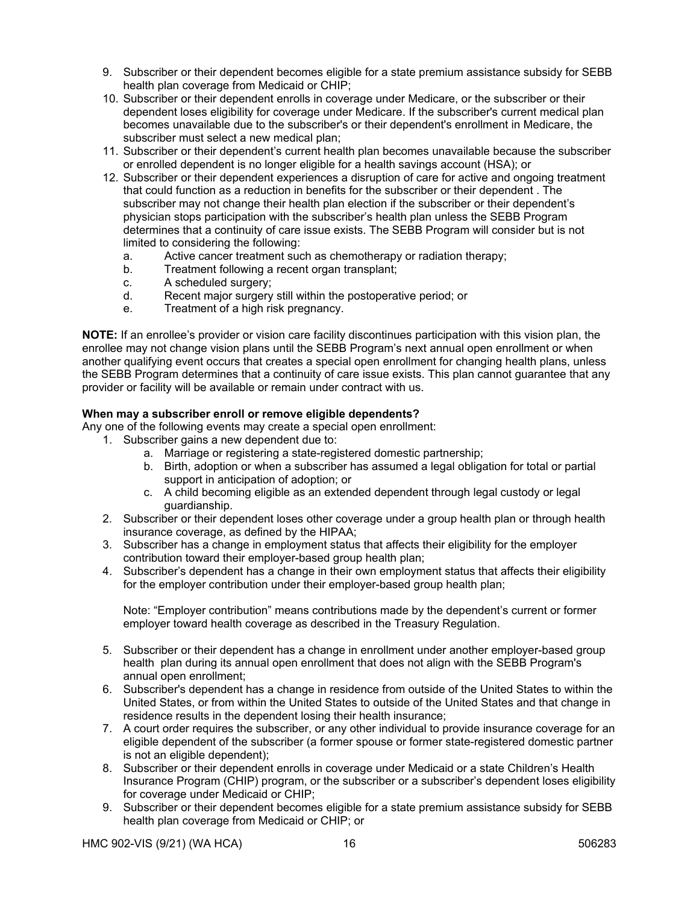9. Subscriber or their dependent becomes eligible for a state premium assistance subsidy for SEBB health plan coverage from Medicaid or CHIP;
10. Subscriber or their dependent enrolls in coverage under Medicare, or the subscriber or their dependent loses eligibility for coverage under Medicare. If the subscriber's current medical plan becomes unavailable due to the subscriber's or their dependent's enrollment in Medicare, the subscriber must select a new medical plan;
11. Subscriber or their dependent's current health plan becomes unavailable because the subscriber or enrolled dependent is no longer eligible for a health savings account (HSA); or
12. Subscriber or their dependent experiences a disruption of care for active and ongoing treatment that could function as a reduction in benefits for the subscriber or their dependent . The subscriber may not change their health plan election if the subscriber or their dependent's physician stops participation with the subscriber's health plan unless the SEBB Program determines that a continuity of care issue exists. The SEBB Program will consider but is not limited to considering the following:
    a. Active cancer treatment such as chemotherapy or radiation therapy;
    b. Treatment following a recent organ transplant;
    c. A scheduled surgery;
    d. Recent major surgery still within the postoperative period; or
    e. Treatment of a high risk pregnancy.

**NOTE:** If an enrollee's provider or vision care facility discontinues participation with this vision plan, the enrollee may not change vision plans until the SEBB Program's next annual open enrollment or when another qualifying event occurs that creates a special open enrollment for changing health plans, unless the SEBB Program determines that a continuity of care issue exists. This plan cannot guarantee that any provider or facility will be available or remain under contract with us.

**When may a subscriber enroll or remove eligible dependents?**

Any one of the following events may create a special open enrollment:

1. Subscriber gains a new dependent due to:
    a. Marriage or registering a state-registered domestic partnership;
    b. Birth, adoption or when a subscriber has assumed a legal obligation for total or partial support in anticipation of adoption; or
    c. A child becoming eligible as an extended dependent through legal custody or legal guardianship.
2. Subscriber or their dependent loses other coverage under a group health plan or through health insurance coverage, as defined by the HIPAA;
3. Subscriber has a change in employment status that affects their eligibility for the employer contribution toward their employer-based group health plan;
4. Subscriber's dependent has a change in their own employment status that affects their eligibility for the employer contribution under their employer-based group health plan;

    Note: "Employer contribution" means contributions made by the dependent's current or former employer toward health coverage as described in the Treasury Regulation.

5. Subscriber or their dependent has a change in enrollment under another employer-based group health plan during its annual open enrollment that does not align with the SEBB Program's annual open enrollment;
6. Subscriber's dependent has a change in residence from outside of the United States to within the United States, or from within the United States to outside of the United States and that change in residence results in the dependent losing their health insurance;
7. A court order requires the subscriber, or any other individual to provide insurance coverage for an eligible dependent of the subscriber (a former spouse or former state-registered domestic partner is not an eligible dependent);
8. Subscriber or their dependent enrolls in coverage under Medicaid or a state Children's Health Insurance Program (CHIP) program, or the subscriber or a subscriber's dependent loses eligibility for coverage under Medicaid or CHIP;
9. Subscriber or their dependent becomes eligible for a state premium assistance subsidy for SEBB health plan coverage from Medicaid or CHIP; or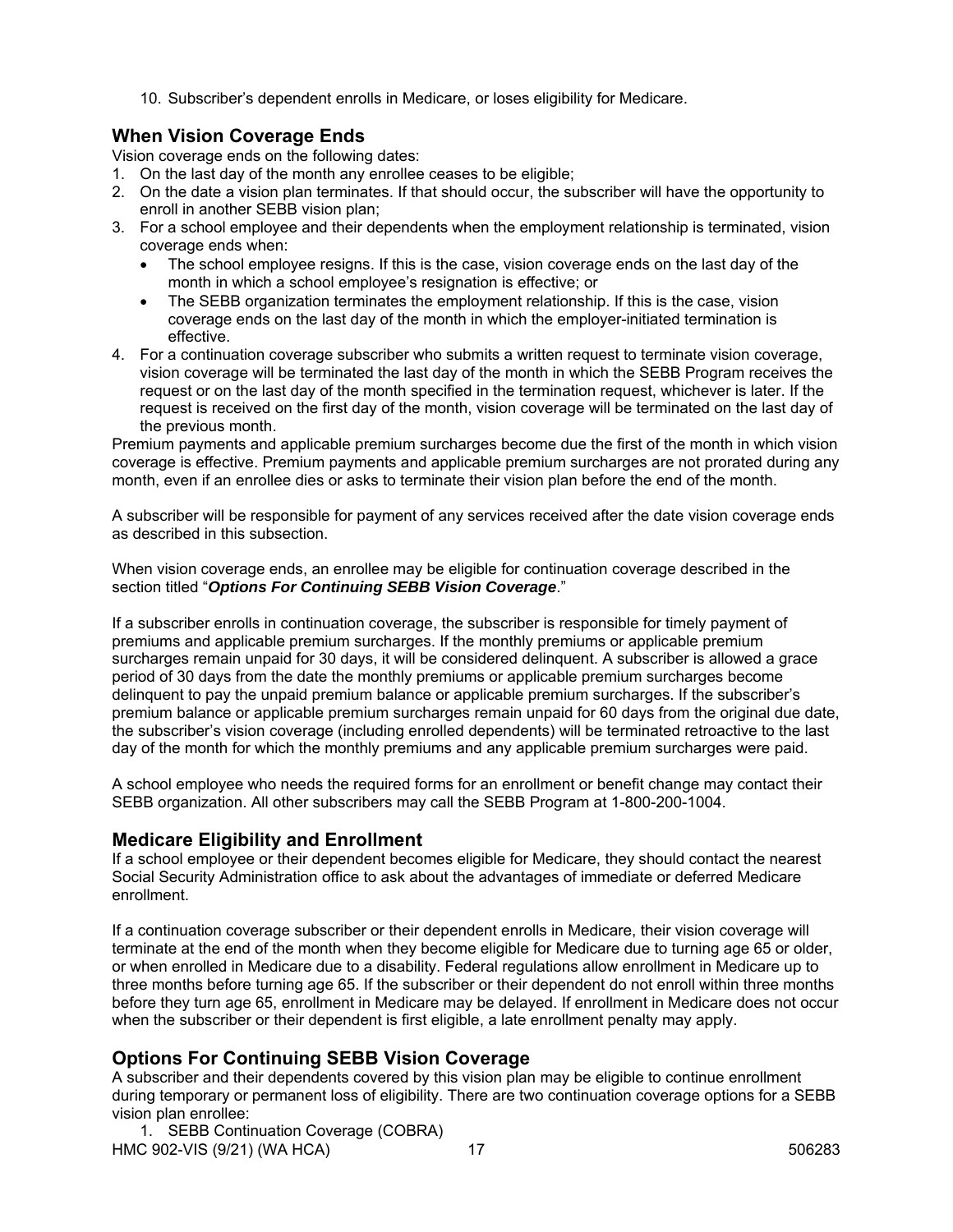10. Subscriber's dependent enrolls in Medicare, or loses eligibility for Medicare.

## When Vision Coverage Ends

Vision coverage ends on the following dates:

1. On the last day of the month any enrollee ceases to be eligible;
2. On the date a vision plan terminates. If that should occur, the subscriber will have the opportunity to enroll in another SEBB vision plan;
3. For a school employee and their dependents when the employment relationship is terminated, vision coverage ends when:
   - The school employee resigns. If this is the case, vision coverage ends on the last day of the month in which a school employee's resignation is effective; or
   - The SEBB organization terminates the employment relationship. If this is the case, vision coverage ends on the last day of the month in which the employer-initiated termination is effective.
4. For a continuation coverage subscriber who submits a written request to terminate vision coverage, vision coverage will be terminated the last day of the month in which the SEBB Program receives the request or on the last day of the month specified in the termination request, whichever is later. If the request is received on the first day of the month, vision coverage will be terminated on the last day of the previous month.

Premium payments and applicable premium surcharges become due the first of the month in which vision coverage is effective. Premium payments and applicable premium surcharges are not prorated during any month, even if an enrollee dies or asks to terminate their vision plan before the end of the month.

A subscriber will be responsible for payment of any services received after the date vision coverage ends as described in this subsection.

When vision coverage ends, an enrollee may be eligible for continuation coverage described in the section titled "***Options For Continuing SEBB Vision Coverage***."

If a subscriber enrolls in continuation coverage, the subscriber is responsible for timely payment of premiums and applicable premium surcharges. If the monthly premiums or applicable premium surcharges remain unpaid for 30 days, it will be considered delinquent. A subscriber is allowed a grace period of 30 days from the date the monthly premiums or applicable premium surcharges become delinquent to pay the unpaid premium balance or applicable premium surcharges. If the subscriber's premium balance or applicable premium surcharges remain unpaid for 60 days from the original due date, the subscriber's vision coverage (including enrolled dependents) will be terminated retroactive to the last day of the month for which the monthly premiums and any applicable premium surcharges were paid.

A school employee who needs the required forms for an enrollment or benefit change may contact their SEBB organization. All other subscribers may call the SEBB Program at 1-800-200-1004.

## Medicare Eligibility and Enrollment

If a school employee or their dependent becomes eligible for Medicare, they should contact the nearest Social Security Administration office to ask about the advantages of immediate or deferred Medicare enrollment.

If a continuation coverage subscriber or their dependent enrolls in Medicare, their vision coverage will terminate at the end of the month when they become eligible for Medicare due to turning age 65 or older, or when enrolled in Medicare due to a disability. Federal regulations allow enrollment in Medicare up to three months before turning age 65. If the subscriber or their dependent do not enroll within three months before they turn age 65, enrollment in Medicare may be delayed. If enrollment in Medicare does not occur when the subscriber or their dependent is first eligible, a late enrollment penalty may apply.

## Options For Continuing SEBB Vision Coverage

A subscriber and their dependents covered by this vision plan may be eligible to continue enrollment during temporary or permanent loss of eligibility. There are two continuation coverage options for a SEBB vision plan enrollee:

1. SEBB Continuation Coverage (COBRA)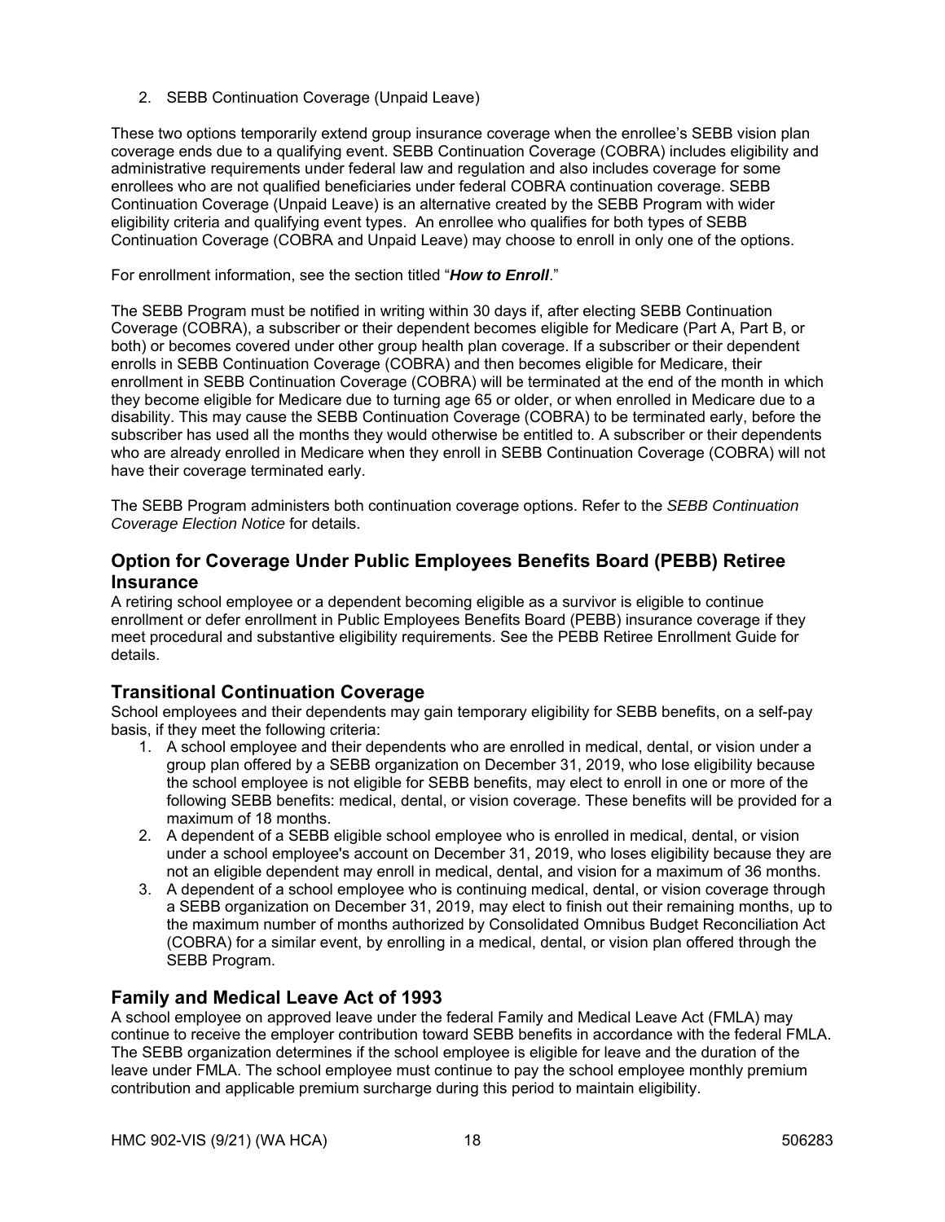2. SEBB Continuation Coverage (Unpaid Leave)

These two options temporarily extend group insurance coverage when the enrollee's SEBB vision plan coverage ends due to a qualifying event. SEBB Continuation Coverage (COBRA) includes eligibility and administrative requirements under federal law and regulation and also includes coverage for some enrollees who are not qualified beneficiaries under federal COBRA continuation coverage. SEBB Continuation Coverage (Unpaid Leave) is an alternative created by the SEBB Program with wider eligibility criteria and qualifying event types. An enrollee who qualifies for both types of SEBB Continuation Coverage (COBRA and Unpaid Leave) may choose to enroll in only one of the options.

For enrollment information, see the section titled "***How to Enroll***."

The SEBB Program must be notified in writing within 30 days if, after electing SEBB Continuation Coverage (COBRA), a subscriber or their dependent becomes eligible for Medicare (Part A, Part B, or both) or becomes covered under other group health plan coverage. If a subscriber or their dependent enrolls in SEBB Continuation Coverage (COBRA) and then becomes eligible for Medicare, their enrollment in SEBB Continuation Coverage (COBRA) will be terminated at the end of the month in which they become eligible for Medicare due to turning age 65 or older, or when enrolled in Medicare due to a disability. This may cause the SEBB Continuation Coverage (COBRA) to be terminated early, before the subscriber has used all the months they would otherwise be entitled to. A subscriber or their dependents who are already enrolled in Medicare when they enroll in SEBB Continuation Coverage (COBRA) will not have their coverage terminated early.

The SEBB Program administers both continuation coverage options. Refer to the *SEBB Continuation Coverage Election Notice* for details.

## Option for Coverage Under Public Employees Benefits Board (PEBB) Retiree Insurance

A retiring school employee or a dependent becoming eligible as a survivor is eligible to continue enrollment or defer enrollment in Public Employees Benefits Board (PEBB) insurance coverage if they meet procedural and substantive eligibility requirements. See the PEBB Retiree Enrollment Guide for details.

## Transitional Continuation Coverage

School employees and their dependents may gain temporary eligibility for SEBB benefits, on a self-pay basis, if they meet the following criteria:

1. A school employee and their dependents who are enrolled in medical, dental, or vision under a group plan offered by a SEBB organization on December 31, 2019, who lose eligibility because the school employee is not eligible for SEBB benefits, may elect to enroll in one or more of the following SEBB benefits: medical, dental, or vision coverage. These benefits will be provided for a maximum of 18 months.
2. A dependent of a SEBB eligible school employee who is enrolled in medical, dental, or vision under a school employee's account on December 31, 2019, who loses eligibility because they are not an eligible dependent may enroll in medical, dental, and vision for a maximum of 36 months.
3. A dependent of a school employee who is continuing medical, dental, or vision coverage through a SEBB organization on December 31, 2019, may elect to finish out their remaining months, up to the maximum number of months authorized by Consolidated Omnibus Budget Reconciliation Act (COBRA) for a similar event, by enrolling in a medical, dental, or vision plan offered through the SEBB Program.

## Family and Medical Leave Act of 1993

A school employee on approved leave under the federal Family and Medical Leave Act (FMLA) may continue to receive the employer contribution toward SEBB benefits in accordance with the federal FMLA. The SEBB organization determines if the school employee is eligible for leave and the duration of the leave under FMLA. The school employee must continue to pay the school employee monthly premium contribution and applicable premium surcharge during this period to maintain eligibility.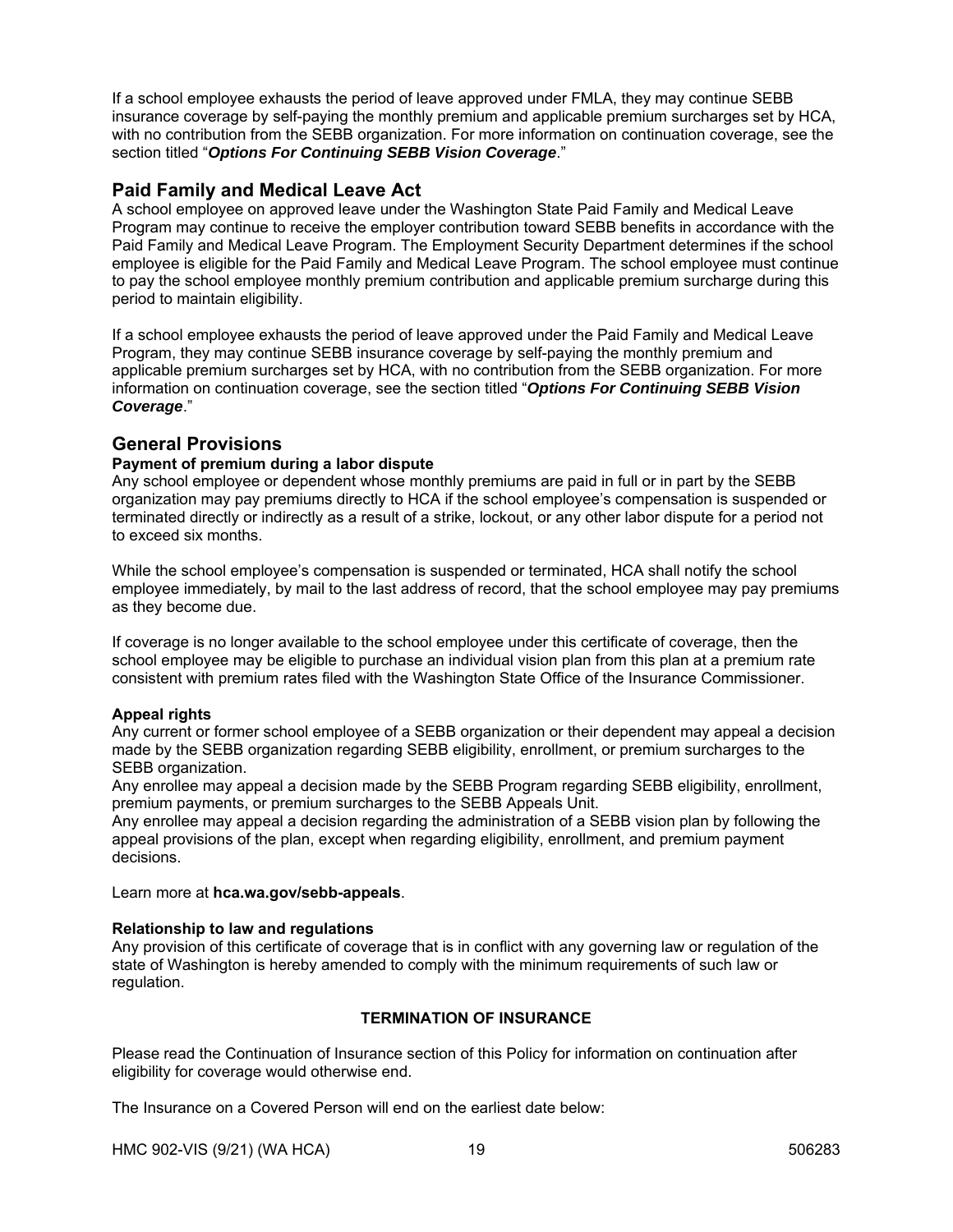If a school employee exhausts the period of leave approved under FMLA, they may continue SEBB insurance coverage by self-paying the monthly premium and applicable premium surcharges set by HCA, with no contribution from the SEBB organization. For more information on continuation coverage, see the section titled "***Options For Continuing SEBB Vision Coverage***."

## Paid Family and Medical Leave Act

A school employee on approved leave under the Washington State Paid Family and Medical Leave Program may continue to receive the employer contribution toward SEBB benefits in accordance with the Paid Family and Medical Leave Program. The Employment Security Department determines if the school employee is eligible for the Paid Family and Medical Leave Program. The school employee must continue to pay the school employee monthly premium contribution and applicable premium surcharge during this period to maintain eligibility.

If a school employee exhausts the period of leave approved under the Paid Family and Medical Leave Program, they may continue SEBB insurance coverage by self-paying the monthly premium and applicable premium surcharges set by HCA, with no contribution from the SEBB organization. For more information on continuation coverage, see the section titled "***Options For Continuing SEBB Vision Coverage***."

## General Provisions

**Payment of premium during a labor dispute**

Any school employee or dependent whose monthly premiums are paid in full or in part by the SEBB organization may pay premiums directly to HCA if the school employee's compensation is suspended or terminated directly or indirectly as a result of a strike, lockout, or any other labor dispute for a period not to exceed six months.

While the school employee's compensation is suspended or terminated, HCA shall notify the school employee immediately, by mail to the last address of record, that the school employee may pay premiums as they become due.

If coverage is no longer available to the school employee under this certificate of coverage, then the school employee may be eligible to purchase an individual vision plan from this plan at a premium rate consistent with premium rates filed with the Washington State Office of the Insurance Commissioner.

**Appeal rights**

Any current or former school employee of a SEBB organization or their dependent may appeal a decision made by the SEBB organization regarding SEBB eligibility, enrollment, or premium surcharges to the SEBB organization.

Any enrollee may appeal a decision made by the SEBB Program regarding SEBB eligibility, enrollment, premium payments, or premium surcharges to the SEBB Appeals Unit.

Any enrollee may appeal a decision regarding the administration of a SEBB vision plan by following the appeal provisions of the plan, except when regarding eligibility, enrollment, and premium payment decisions.

Learn more at **hca.wa.gov/sebb-appeals**.

**Relationship to law and regulations**

Any provision of this certificate of coverage that is in conflict with any governing law or regulation of the state of Washington is hereby amended to comply with the minimum requirements of such law or regulation.

## TERMINATION OF INSURANCE

Please read the Continuation of Insurance section of this Policy for information on continuation after eligibility for coverage would otherwise end.

The Insurance on a Covered Person will end on the earliest date below: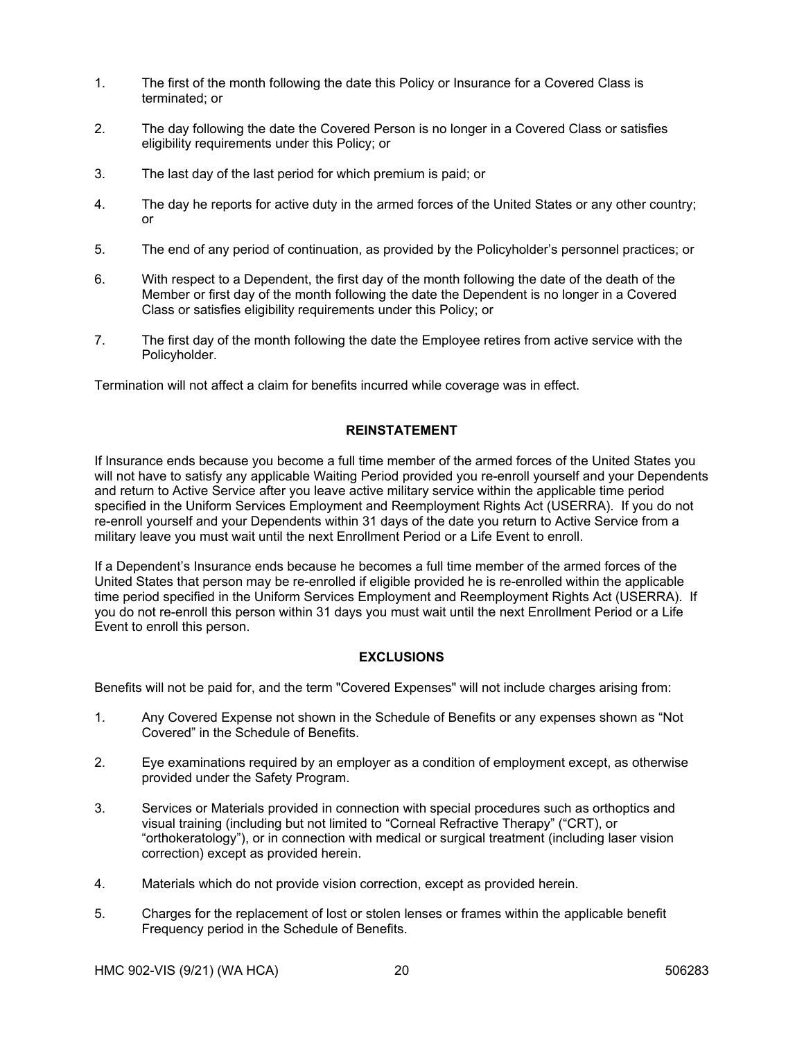1. The first of the month following the date this Policy or Insurance for a Covered Class is terminated; or

2. The day following the date the Covered Person is no longer in a Covered Class or satisfies eligibility requirements under this Policy; or

3. The last day of the last period for which premium is paid; or

4. The day he reports for active duty in the armed forces of the United States or any other country; or

5. The end of any period of continuation, as provided by the Policyholder's personnel practices; or

6. With respect to a Dependent, the first day of the month following the date of the death of the Member or first day of the month following the date the Dependent is no longer in a Covered Class or satisfies eligibility requirements under this Policy; or

7. The first day of the month following the date the Employee retires from active service with the Policyholder.

Termination will not affect a claim for benefits incurred while coverage was in effect.

## REINSTATEMENT

If Insurance ends because you become a full time member of the armed forces of the United States you will not have to satisfy any applicable Waiting Period provided you re-enroll yourself and your Dependents and return to Active Service after you leave active military service within the applicable time period specified in the Uniform Services Employment and Reemployment Rights Act (USERRA). If you do not re-enroll yourself and your Dependents within 31 days of the date you return to Active Service from a military leave you must wait until the next Enrollment Period or a Life Event to enroll.

If a Dependent's Insurance ends because he becomes a full time member of the armed forces of the United States that person may be re-enrolled if eligible provided he is re-enrolled within the applicable time period specified in the Uniform Services Employment and Reemployment Rights Act (USERRA). If you do not re-enroll this person within 31 days you must wait until the next Enrollment Period or a Life Event to enroll this person.

## EXCLUSIONS

Benefits will not be paid for, and the term "Covered Expenses" will not include charges arising from:

1. Any Covered Expense not shown in the Schedule of Benefits or any expenses shown as "Not Covered" in the Schedule of Benefits.

2. Eye examinations required by an employer as a condition of employment except, as otherwise provided under the Safety Program.

3. Services or Materials provided in connection with special procedures such as orthoptics and visual training (including but not limited to "Corneal Refractive Therapy" ("CRT"), or "orthokeratology"), or in connection with medical or surgical treatment (including laser vision correction) except as provided herein.

4. Materials which do not provide vision correction, except as provided herein.

5. Charges for the replacement of lost or stolen lenses or frames within the applicable benefit Frequency period in the Schedule of Benefits.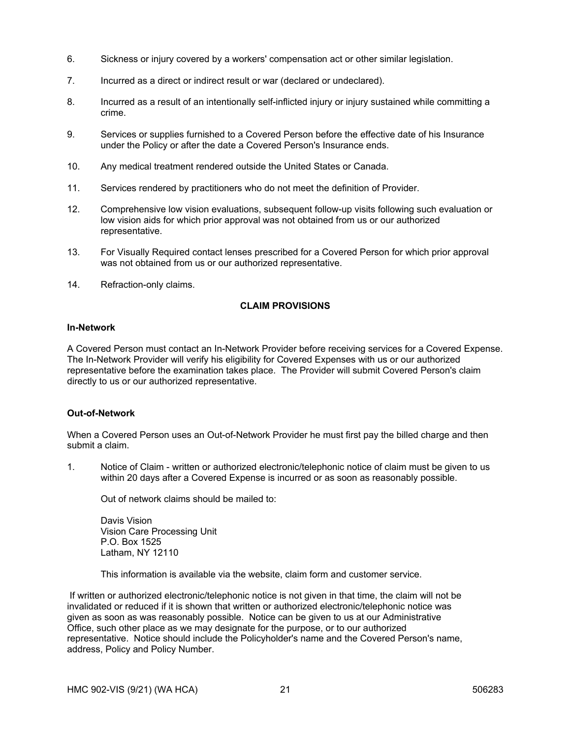6. Sickness or injury covered by a workers' compensation act or other similar legislation.

7. Incurred as a direct or indirect result or war (declared or undeclared).

8. Incurred as a result of an intentionally self-inflicted injury or injury sustained while committing a crime.

9. Services or supplies furnished to a Covered Person before the effective date of his Insurance under the Policy or after the date a Covered Person's Insurance ends.

10. Any medical treatment rendered outside the United States or Canada.

11. Services rendered by practitioners who do not meet the definition of Provider.

12. Comprehensive low vision evaluations, subsequent follow-up visits following such evaluation or low vision aids for which prior approval was not obtained from us or our authorized representative.

13. For Visually Required contact lenses prescribed for a Covered Person for which prior approval was not obtained from us or our authorized representative.

14. Refraction-only claims.

## CLAIM PROVISIONS

**In-Network**

A Covered Person must contact an In-Network Provider before receiving services for a Covered Expense. The In-Network Provider will verify his eligibility for Covered Expenses with us or our authorized representative before the examination takes place. The Provider will submit Covered Person's claim directly to us or our authorized representative.

**Out-of-Network**

When a Covered Person uses an Out-of-Network Provider he must first pay the billed charge and then submit a claim.

1. Notice of Claim - written or authorized electronic/telephonic notice of claim must be given to us within 20 days after a Covered Expense is incurred or as soon as reasonably possible.

   Out of network claims should be mailed to:

   Davis Vision
   Vision Care Processing Unit
   P.O. Box 1525
   Latham, NY 12110

   This information is available via the website, claim form and customer service.

If written or authorized electronic/telephonic notice is not given in that time, the claim will not be invalidated or reduced if it is shown that written or authorized electronic/telephonic notice was given as soon as was reasonably possible. Notice can be given to us at our Administrative Office, such other place as we may designate for the purpose, or to our authorized representative. Notice should include the Policyholder's name and the Covered Person's name, address, Policy and Policy Number.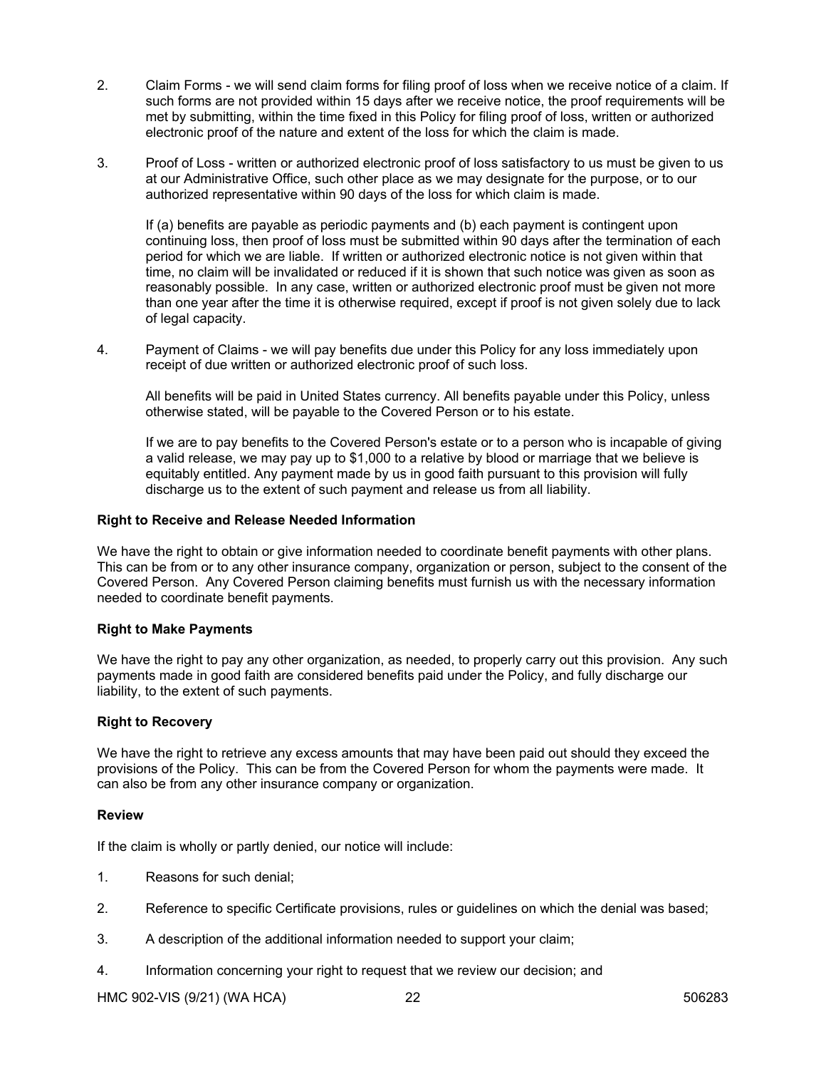2. Claim Forms - we will send claim forms for filing proof of loss when we receive notice of a claim. If such forms are not provided within 15 days after we receive notice, the proof requirements will be met by submitting, within the time fixed in this Policy for filing proof of loss, written or authorized electronic proof of the nature and extent of the loss for which the claim is made.

3. Proof of Loss - written or authorized electronic proof of loss satisfactory to us must be given to us at our Administrative Office, such other place as we may designate for the purpose, or to our authorized representative within 90 days of the loss for which claim is made.

   If (a) benefits are payable as periodic payments and (b) each payment is contingent upon continuing loss, then proof of loss must be submitted within 90 days after the termination of each period for which we are liable. If written or authorized electronic notice is not given within that time, no claim will be invalidated or reduced if it is shown that such notice was given as soon as reasonably possible. In any case, written or authorized electronic proof must be given not more than one year after the time it is otherwise required, except if proof is not given solely due to lack of legal capacity.

4. Payment of Claims - we will pay benefits due under this Policy for any loss immediately upon receipt of due written or authorized electronic proof of such loss.

   All benefits will be paid in United States currency. All benefits payable under this Policy, unless otherwise stated, will be payable to the Covered Person or to his estate.

   If we are to pay benefits to the Covered Person's estate or to a person who is incapable of giving a valid release, we may pay up to $1,000 to a relative by blood or marriage that we believe is equitably entitled. Any payment made by us in good faith pursuant to this provision will fully discharge us to the extent of such payment and release us from all liability.

**Right to Receive and Release Needed Information**

We have the right to obtain or give information needed to coordinate benefit payments with other plans. This can be from or to any other insurance company, organization or person, subject to the consent of the Covered Person. Any Covered Person claiming benefits must furnish us with the necessary information needed to coordinate benefit payments.

**Right to Make Payments**

We have the right to pay any other organization, as needed, to properly carry out this provision. Any such payments made in good faith are considered benefits paid under the Policy, and fully discharge our liability, to the extent of such payments.

**Right to Recovery**

We have the right to retrieve any excess amounts that may have been paid out should they exceed the provisions of the Policy. This can be from the Covered Person for whom the payments were made. It can also be from any other insurance company or organization.

**Review**

If the claim is wholly or partly denied, our notice will include:

1. Reasons for such denial;
2. Reference to specific Certificate provisions, rules or guidelines on which the denial was based;
3. A description of the additional information needed to support your claim;
4. Information concerning your right to request that we review our decision; and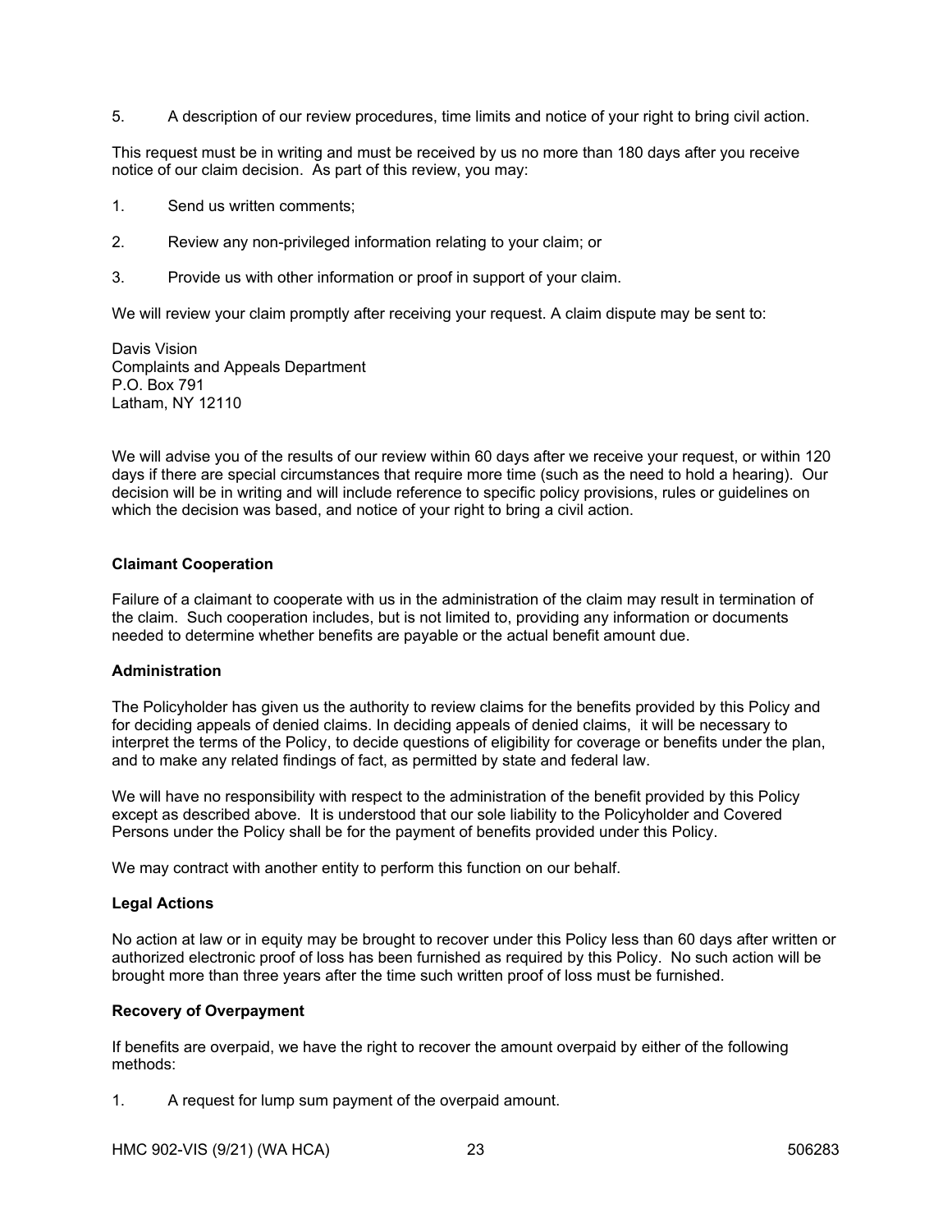5. A description of our review procedures, time limits and notice of your right to bring civil action.

This request must be in writing and must be received by us no more than 180 days after you receive notice of our claim decision. As part of this review, you may:

1. Send us written comments;
2. Review any non-privileged information relating to your claim; or
3. Provide us with other information or proof in support of your claim.

We will review your claim promptly after receiving your request. A claim dispute may be sent to:

Davis Vision
Complaints and Appeals Department
P.O. Box 791
Latham, NY 12110

We will advise you of the results of our review within 60 days after we receive your request, or within 120 days if there are special circumstances that require more time (such as the need to hold a hearing). Our decision will be in writing and will include reference to specific policy provisions, rules or guidelines on which the decision was based, and notice of your right to bring a civil action.

**Claimant Cooperation**

Failure of a claimant to cooperate with us in the administration of the claim may result in termination of the claim. Such cooperation includes, but is not limited to, providing any information or documents needed to determine whether benefits are payable or the actual benefit amount due.

**Administration**

The Policyholder has given us the authority to review claims for the benefits provided by this Policy and for deciding appeals of denied claims. In deciding appeals of denied claims, it will be necessary to interpret the terms of the Policy, to decide questions of eligibility for coverage or benefits under the plan, and to make any related findings of fact, as permitted by state and federal law.

We will have no responsibility with respect to the administration of the benefit provided by this Policy except as described above. It is understood that our sole liability to the Policyholder and Covered Persons under the Policy shall be for the payment of benefits provided under this Policy.

We may contract with another entity to perform this function on our behalf.

**Legal Actions**

No action at law or in equity may be brought to recover under this Policy less than 60 days after written or authorized electronic proof of loss has been furnished as required by this Policy. No such action will be brought more than three years after the time such written proof of loss must be furnished.

**Recovery of Overpayment**

If benefits are overpaid, we have the right to recover the amount overpaid by either of the following methods:

1. A request for lump sum payment of the overpaid amount.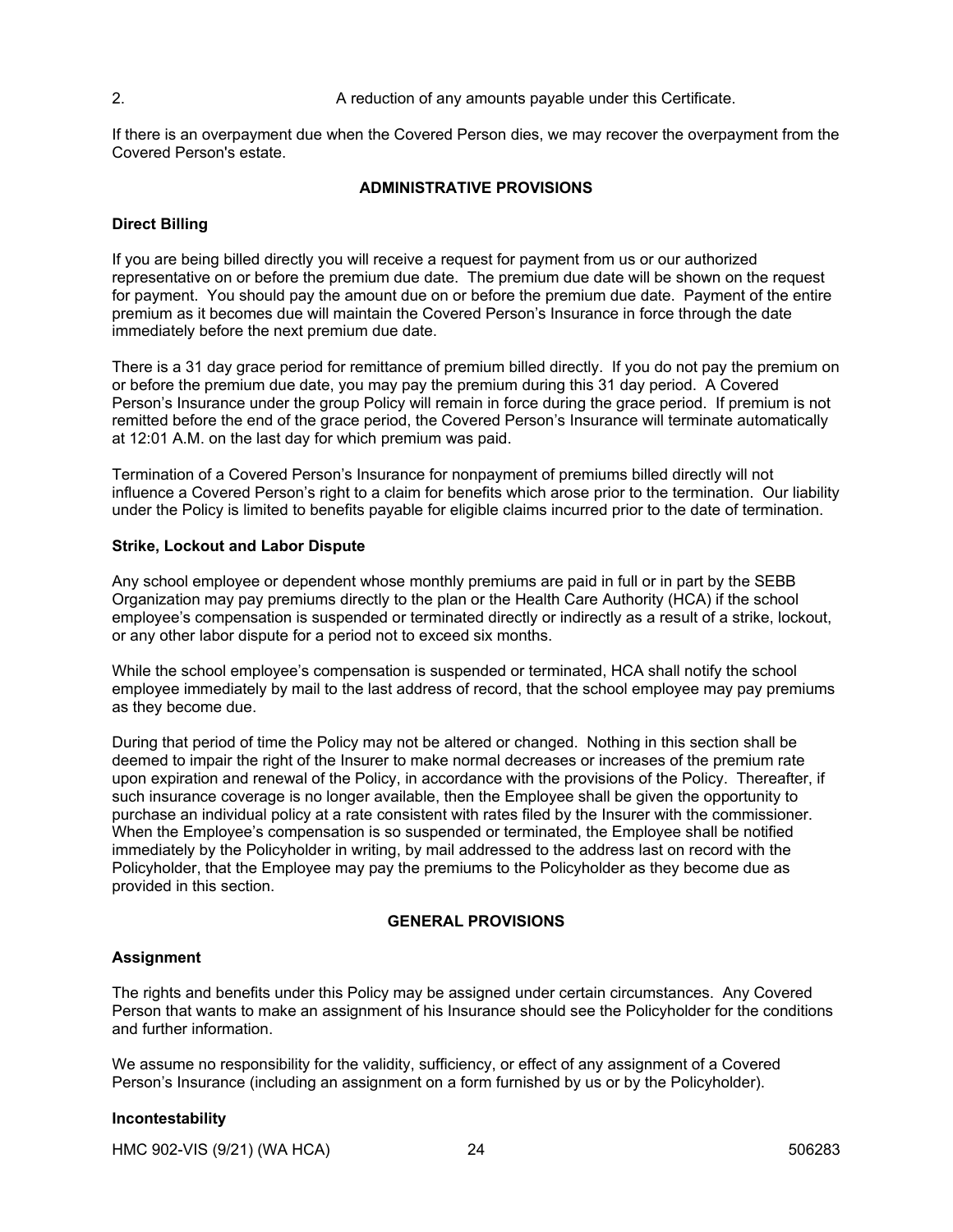2. A reduction of any amounts payable under this Certificate.

If there is an overpayment due when the Covered Person dies, we may recover the overpayment from the Covered Person's estate.

## ADMINISTRATIVE PROVISIONS

### Direct Billing

If you are being billed directly you will receive a request for payment from us or our authorized representative on or before the premium due date. The premium due date will be shown on the request for payment. You should pay the amount due on or before the premium due date. Payment of the entire premium as it becomes due will maintain the Covered Person's Insurance in force through the date immediately before the next premium due date.

There is a 31 day grace period for remittance of premium billed directly. If you do not pay the premium on or before the premium due date, you may pay the premium during this 31 day period. A Covered Person's Insurance under the group Policy will remain in force during the grace period. If premium is not remitted before the end of the grace period, the Covered Person's Insurance will terminate automatically at 12:01 A.M. on the last day for which premium was paid.

Termination of a Covered Person's Insurance for nonpayment of premiums billed directly will not influence a Covered Person's right to a claim for benefits which arose prior to the termination. Our liability under the Policy is limited to benefits payable for eligible claims incurred prior to the date of termination.

### Strike, Lockout and Labor Dispute

Any school employee or dependent whose monthly premiums are paid in full or in part by the SEBB Organization may pay premiums directly to the plan or the Health Care Authority (HCA) if the school employee's compensation is suspended or terminated directly or indirectly as a result of a strike, lockout, or any other labor dispute for a period not to exceed six months.

While the school employee's compensation is suspended or terminated, HCA shall notify the school employee immediately by mail to the last address of record, that the school employee may pay premiums as they become due.

During that period of time the Policy may not be altered or changed. Nothing in this section shall be deemed to impair the right of the Insurer to make normal decreases or increases of the premium rate upon expiration and renewal of the Policy, in accordance with the provisions of the Policy. Thereafter, if such insurance coverage is no longer available, then the Employee shall be given the opportunity to purchase an individual policy at a rate consistent with rates filed by the Insurer with the commissioner. When the Employee's compensation is so suspended or terminated, the Employee shall be notified immediately by the Policyholder in writing, by mail addressed to the address last on record with the Policyholder, that the Employee may pay the premiums to the Policyholder as they become due as provided in this section.

## GENERAL PROVISIONS

### Assignment

The rights and benefits under this Policy may be assigned under certain circumstances. Any Covered Person that wants to make an assignment of his Insurance should see the Policyholder for the conditions and further information.

We assume no responsibility for the validity, sufficiency, or effect of any assignment of a Covered Person's Insurance (including an assignment on a form furnished by us or by the Policyholder).

### Incontestability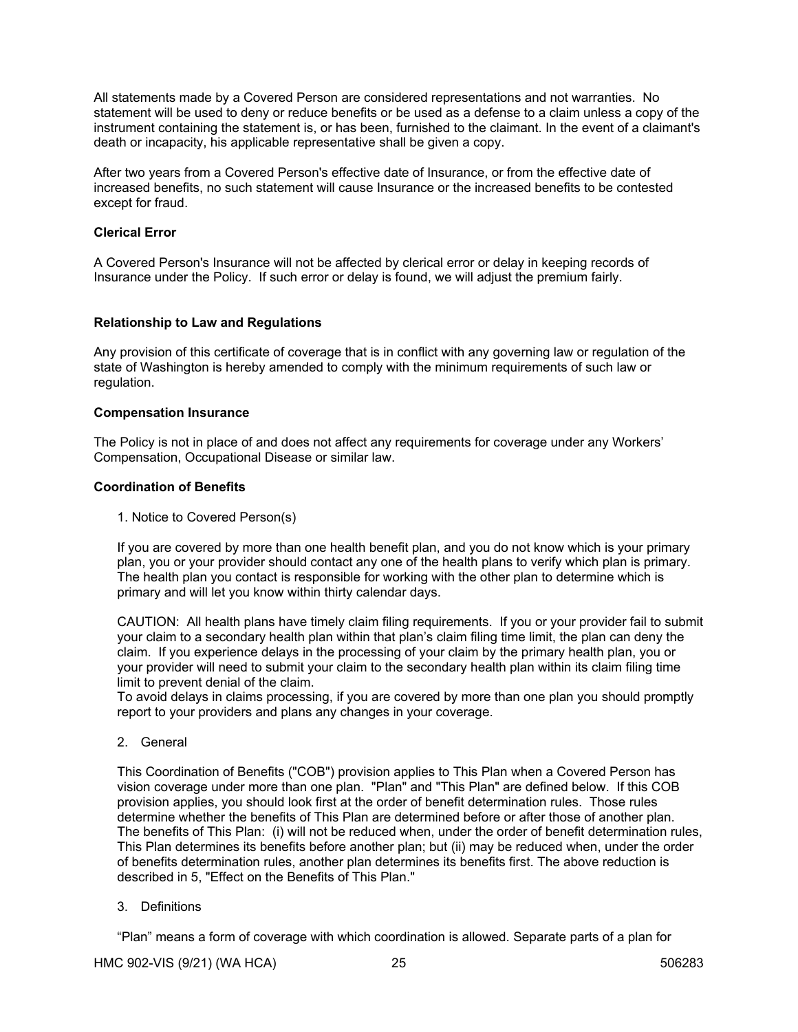All statements made by a Covered Person are considered representations and not warranties. No statement will be used to deny or reduce benefits or be used as a defense to a claim unless a copy of the instrument containing the statement is, or has been, furnished to the claimant. In the event of a claimant's death or incapacity, his applicable representative shall be given a copy.

After two years from a Covered Person's effective date of Insurance, or from the effective date of increased benefits, no such statement will cause Insurance or the increased benefits to be contested except for fraud.

**Clerical Error**

A Covered Person's Insurance will not be affected by clerical error or delay in keeping records of Insurance under the Policy. If such error or delay is found, we will adjust the premium fairly.

**Relationship to Law and Regulations**

Any provision of this certificate of coverage that is in conflict with any governing law or regulation of the state of Washington is hereby amended to comply with the minimum requirements of such law or regulation.

**Compensation Insurance**

The Policy is not in place of and does not affect any requirements for coverage under any Workers' Compensation, Occupational Disease or similar law.

**Coordination of Benefits**

1. Notice to Covered Person(s)

   If you are covered by more than one health benefit plan, and you do not know which is your primary plan, you or your provider should contact any one of the health plans to verify which plan is primary. The health plan you contact is responsible for working with the other plan to determine which is primary and will let you know within thirty calendar days.

   CAUTION: All health plans have timely claim filing requirements. If you or your provider fail to submit your claim to a secondary health plan within that plan's claim filing time limit, the plan can deny the claim. If you experience delays in the processing of your claim by the primary health plan, you or your provider will need to submit your claim to the secondary health plan within its claim filing time limit to prevent denial of the claim.
   To avoid delays in claims processing, if you are covered by more than one plan you should promptly report to your providers and plans any changes in your coverage.

2. General

   This Coordination of Benefits ("COB") provision applies to This Plan when a Covered Person has vision coverage under more than one plan. "Plan" and "This Plan" are defined below. If this COB provision applies, you should look first at the order of benefit determination rules. Those rules determine whether the benefits of This Plan are determined before or after those of another plan. The benefits of This Plan: (i) will not be reduced when, under the order of benefit determination rules, This Plan determines its benefits before another plan; but (ii) may be reduced when, under the order of benefits determination rules, another plan determines its benefits first. The above reduction is described in 5, "Effect on the Benefits of This Plan."

3. Definitions

   "Plan" means a form of coverage with which coordination is allowed. Separate parts of a plan for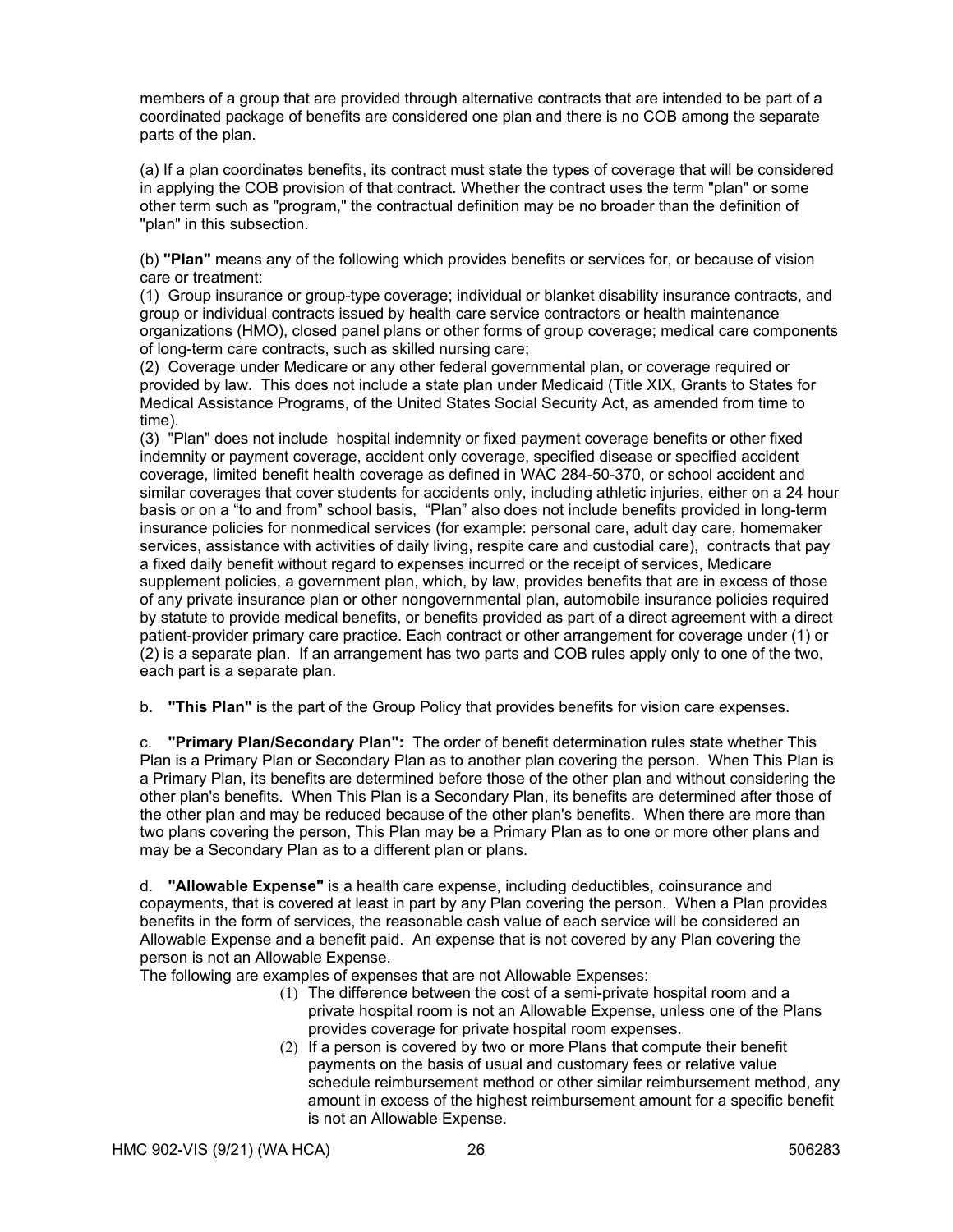members of a group that are provided through alternative contracts that are intended to be part of a coordinated package of benefits are considered one plan and there is no COB among the separate parts of the plan.

(a) If a plan coordinates benefits, its contract must state the types of coverage that will be considered in applying the COB provision of that contract. Whether the contract uses the term "plan" or some other term such as "program," the contractual definition may be no broader than the definition of "plan" in this subsection.

(b) **"Plan"** means any of the following which provides benefits or services for, or because of vision care or treatment:
(1) Group insurance or group-type coverage; individual or blanket disability insurance contracts, and group or individual contracts issued by health care service contractors or health maintenance organizations (HMO), closed panel plans or other forms of group coverage; medical care components of long-term care contracts, such as skilled nursing care;
(2) Coverage under Medicare or any other federal governmental plan, or coverage required or provided by law. This does not include a state plan under Medicaid (Title XIX, Grants to States for Medical Assistance Programs, of the United States Social Security Act, as amended from time to time).
(3) "Plan" does not include hospital indemnity or fixed payment coverage benefits or other fixed indemnity or payment coverage, accident only coverage, specified disease or specified accident coverage, limited benefit health coverage as defined in WAC 284-50-370, or school accident and similar coverages that cover students for accidents only, including athletic injuries, either on a 24 hour basis or on a "to and from" school basis, "Plan" also does not include benefits provided in long-term insurance policies for nonmedical services (for example: personal care, adult day care, homemaker services, assistance with activities of daily living, respite care and custodial care), contracts that pay a fixed daily benefit without regard to expenses incurred or the receipt of services, Medicare supplement policies, a government plan, which, by law, provides benefits that are in excess of those of any private insurance plan or other nongovernmental plan, automobile insurance policies required by statute to provide medical benefits, or benefits provided as part of a direct agreement with a direct patient-provider primary care practice. Each contract or other arrangement for coverage under (1) or (2) is a separate plan. If an arrangement has two parts and COB rules apply only to one of the two, each part is a separate plan.

b. **"This Plan"** is the part of the Group Policy that provides benefits for vision care expenses.

c. **"Primary Plan/Secondary Plan":** The order of benefit determination rules state whether This Plan is a Primary Plan or Secondary Plan as to another plan covering the person. When This Plan is a Primary Plan, its benefits are determined before those of the other plan and without considering the other plan's benefits. When This Plan is a Secondary Plan, its benefits are determined after those of the other plan and may be reduced because of the other plan's benefits. When there are more than two plans covering the person, This Plan may be a Primary Plan as to one or more other plans and may be a Secondary Plan as to a different plan or plans.

d. **"Allowable Expense"** is a health care expense, including deductibles, coinsurance and copayments, that is covered at least in part by any Plan covering the person. When a Plan provides benefits in the form of services, the reasonable cash value of each service will be considered an Allowable Expense and a benefit paid. An expense that is not covered by any Plan covering the person is not an Allowable Expense.
The following are examples of expenses that are not Allowable Expenses:

(1) The difference between the cost of a semi-private hospital room and a private hospital room is not an Allowable Expense, unless one of the Plans provides coverage for private hospital room expenses.
(2) If a person is covered by two or more Plans that compute their benefit payments on the basis of usual and customary fees or relative value schedule reimbursement method or other similar reimbursement method, any amount in excess of the highest reimbursement amount for a specific benefit is not an Allowable Expense.

HMC 902-VIS (9/21) (WA HCA) 506283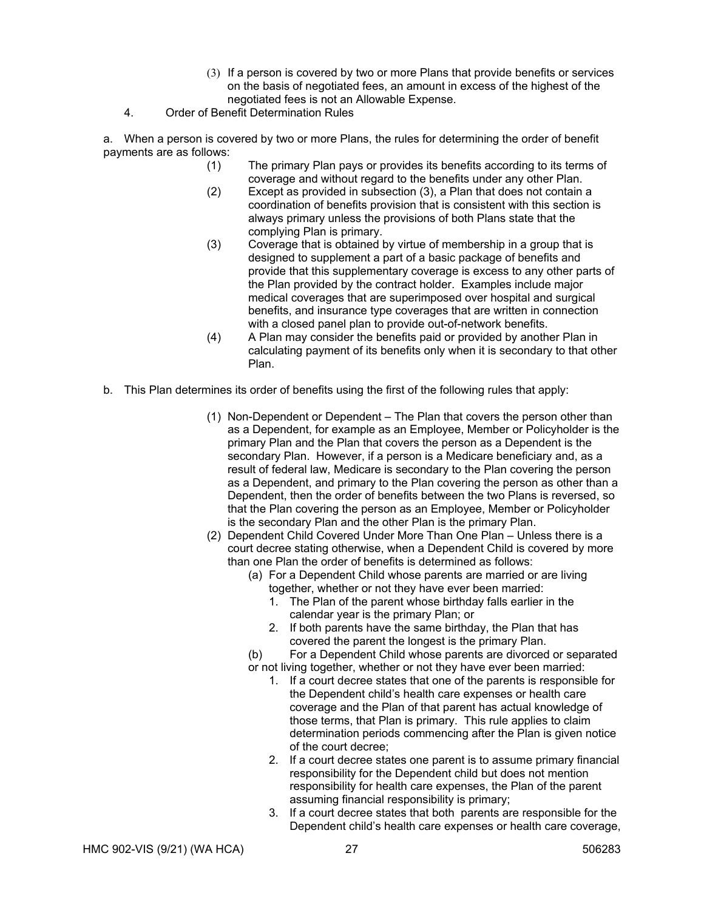(3) If a person is covered by two or more Plans that provide benefits or services on the basis of negotiated fees, an amount in excess of the highest of the negotiated fees is not an Allowable Expense.

4. Order of Benefit Determination Rules

a. When a person is covered by two or more Plans, the rules for determining the order of benefit payments are as follows:

(1) The primary Plan pays or provides its benefits according to its terms of coverage and without regard to the benefits under any other Plan.

(2) Except as provided in subsection (3), a Plan that does not contain a coordination of benefits provision that is consistent with this section is always primary unless the provisions of both Plans state that the complying Plan is primary.

(3) Coverage that is obtained by virtue of membership in a group that is designed to supplement a part of a basic package of benefits and provide that this supplementary coverage is excess to any other parts of the Plan provided by the contract holder. Examples include major medical coverages that are superimposed over hospital and surgical benefits, and insurance type coverages that are written in connection with a closed panel plan to provide out-of-network benefits.

(4) A Plan may consider the benefits paid or provided by another Plan in calculating payment of its benefits only when it is secondary to that other Plan.

b. This Plan determines its order of benefits using the first of the following rules that apply:

(1) Non-Dependent or Dependent – The Plan that covers the person other than as a Dependent, for example as an Employee, Member or Policyholder is the primary Plan and the Plan that covers the person as a Dependent is the secondary Plan. However, if a person is a Medicare beneficiary and, as a result of federal law, Medicare is secondary to the Plan covering the person as a Dependent, and primary to the Plan covering the person as other than a Dependent, then the order of benefits between the two Plans is reversed, so that the Plan covering the person as an Employee, Member or Policyholder is the secondary Plan and the other Plan is the primary Plan.

(2) Dependent Child Covered Under More Than One Plan – Unless there is a court decree stating otherwise, when a Dependent Child is covered by more than one Plan the order of benefits is determined as follows:

(a) For a Dependent Child whose parents are married or are living together, whether or not they have ever been married:

1. The Plan of the parent whose birthday falls earlier in the calendar year is the primary Plan; or
2. If both parents have the same birthday, the Plan that has covered the parent the longest is the primary Plan.

(b) For a Dependent Child whose parents are divorced or separated or not living together, whether or not they have ever been married:

1. If a court decree states that one of the parents is responsible for the Dependent child's health care expenses or health care coverage and the Plan of that parent has actual knowledge of those terms, that Plan is primary. This rule applies to claim determination periods commencing after the Plan is given notice of the court decree;
2. If a court decree states one parent is to assume primary financial responsibility for the Dependent child but does not mention responsibility for health care expenses, the Plan of the parent assuming financial responsibility is primary;
3. If a court decree states that both parents are responsible for the Dependent child's health care expenses or health care coverage,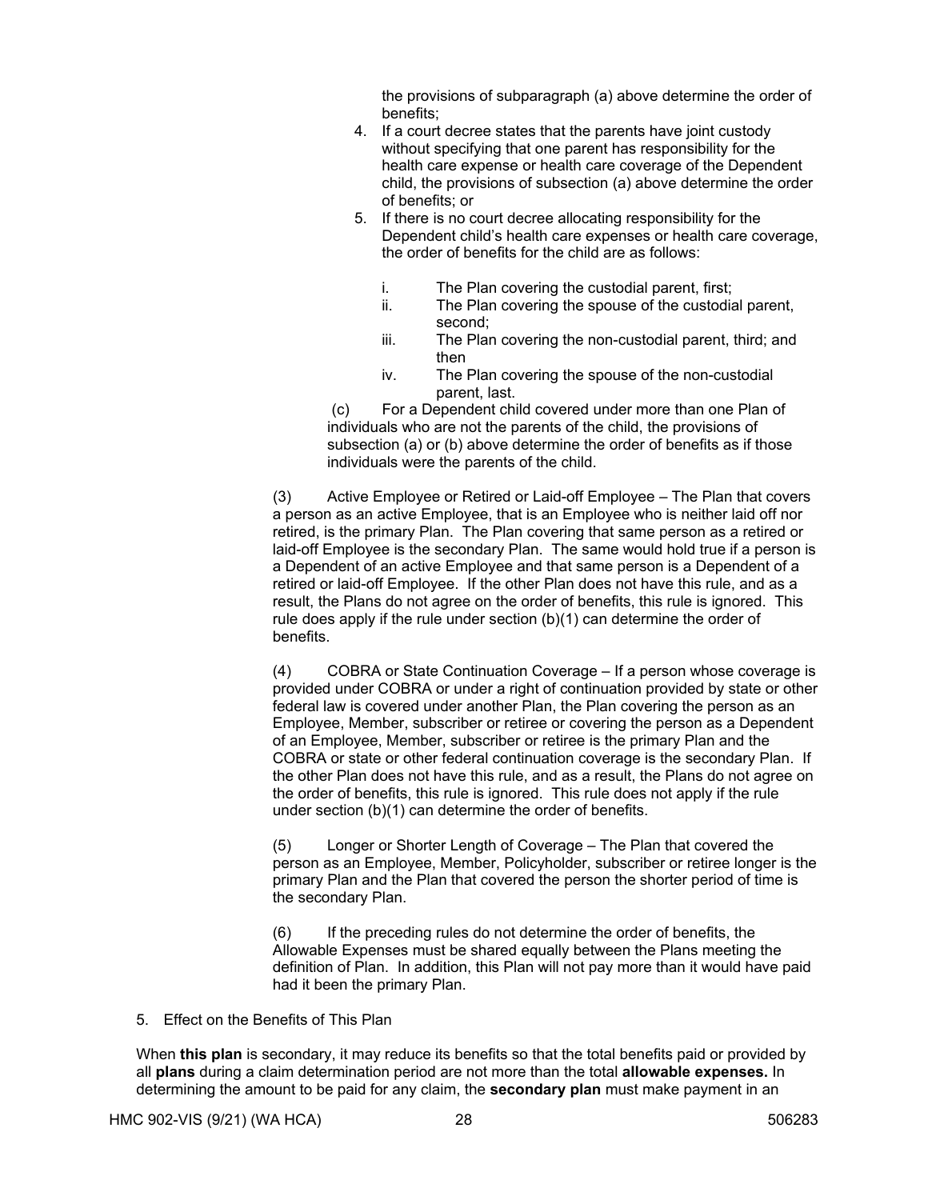the provisions of subparagraph (a) above determine the order of benefits;

4. If a court decree states that the parents have joint custody without specifying that one parent has responsibility for the health care expense or health care coverage of the Dependent child, the provisions of subsection (a) above determine the order of benefits; or
5. If there is no court decree allocating responsibility for the Dependent child's health care expenses or health care coverage, the order of benefits for the child are as follows:

   i. The Plan covering the custodial parent, first;
   ii. The Plan covering the spouse of the custodial parent, second;
   iii. The Plan covering the non-custodial parent, third; and then
   iv. The Plan covering the spouse of the non-custodial parent, last.

(c) For a Dependent child covered under more than one Plan of individuals who are not the parents of the child, the provisions of subsection (a) or (b) above determine the order of benefits as if those individuals were the parents of the child.

(3) Active Employee or Retired or Laid-off Employee – The Plan that covers a person as an active Employee, that is an Employee who is neither laid off nor retired, is the primary Plan. The Plan covering that same person as a retired or laid-off Employee is the secondary Plan. The same would hold true if a person is a Dependent of an active Employee and that same person is a Dependent of a retired or laid-off Employee. If the other Plan does not have this rule, and as a result, the Plans do not agree on the order of benefits, this rule is ignored. This rule does apply if the rule under section (b)(1) can determine the order of benefits.

(4) COBRA or State Continuation Coverage – If a person whose coverage is provided under COBRA or under a right of continuation provided by state or other federal law is covered under another Plan, the Plan covering the person as an Employee, Member, subscriber or retiree or covering the person as a Dependent of an Employee, Member, subscriber or retiree is the primary Plan and the COBRA or state or other federal continuation coverage is the secondary Plan. If the other Plan does not have this rule, and as a result, the Plans do not agree on the order of benefits, this rule is ignored. This rule does not apply if the rule under section (b)(1) can determine the order of benefits.

(5) Longer or Shorter Length of Coverage – The Plan that covered the person as an Employee, Member, Policyholder, subscriber or retiree longer is the primary Plan and the Plan that covered the person the shorter period of time is the secondary Plan.

(6) If the preceding rules do not determine the order of benefits, the Allowable Expenses must be shared equally between the Plans meeting the definition of Plan. In addition, this Plan will not pay more than it would have paid had it been the primary Plan.

5. Effect on the Benefits of This Plan

When **this plan** is secondary, it may reduce its benefits so that the total benefits paid or provided by all **plans** during a claim determination period are not more than the total **allowable expenses.** In determining the amount to be paid for any claim, the **secondary plan** must make payment in an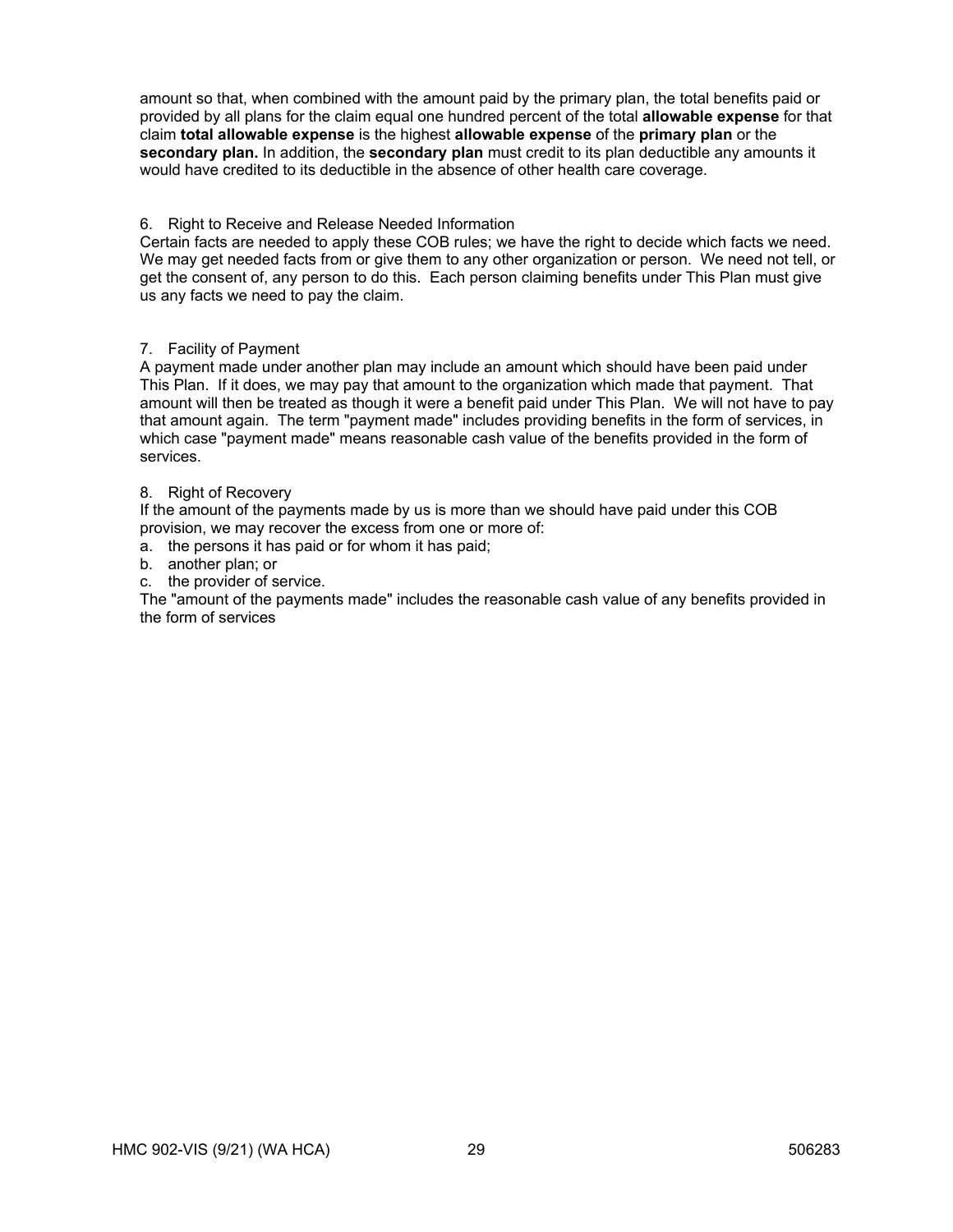amount so that, when combined with the amount paid by the primary plan, the total benefits paid or provided by all plans for the claim equal one hundred percent of the total **allowable expense** for that claim **total allowable expense** is the highest **allowable expense** of the **primary plan** or the **secondary plan.** In addition, the **secondary plan** must credit to its plan deductible any amounts it would have credited to its deductible in the absence of other health care coverage.

6. Right to Receive and Release Needed Information

Certain facts are needed to apply these COB rules; we have the right to decide which facts we need. We may get needed facts from or give them to any other organization or person. We need not tell, or get the consent of, any person to do this. Each person claiming benefits under This Plan must give us any facts we need to pay the claim.

7. Facility of Payment

A payment made under another plan may include an amount which should have been paid under This Plan. If it does, we may pay that amount to the organization which made that payment. That amount will then be treated as though it were a benefit paid under This Plan. We will not have to pay that amount again. The term "payment made" includes providing benefits in the form of services, in which case "payment made" means reasonable cash value of the benefits provided in the form of services.

8. Right of Recovery

If the amount of the payments made by us is more than we should have paid under this COB provision, we may recover the excess from one or more of:

a. the persons it has paid or for whom it has paid;
b. another plan; or
c. the provider of service.

The "amount of the payments made" includes the reasonable cash value of any benefits provided in the form of services